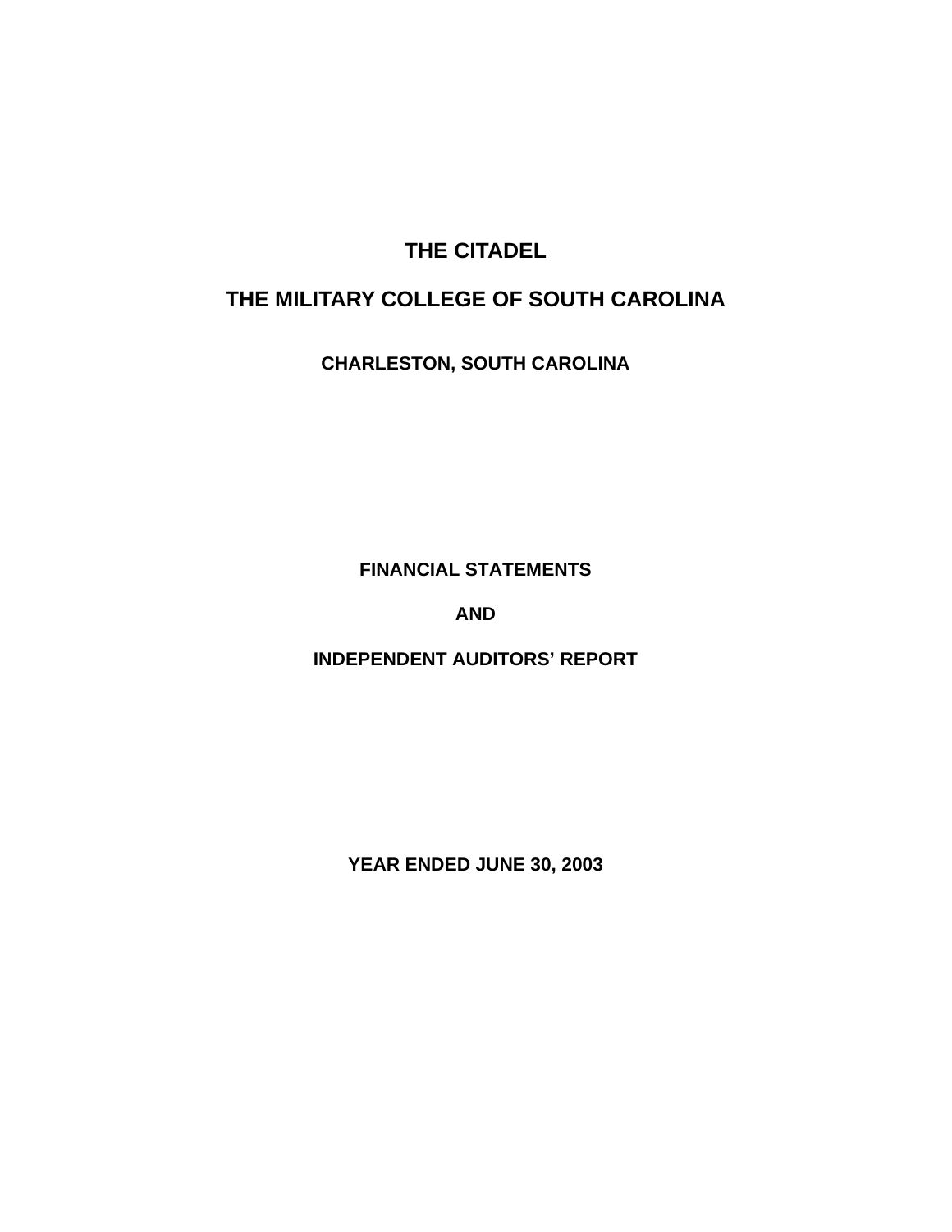# THE CITADEL

# THE MILITARY COLLEGE OF SOUTH CAROLINA

## CHARLESTON, SOUTH CAROLINA

## FINANCIAL STATEMENTS

## AND

## INDEPENDENT AUDITORS' REPORT

## YEAR ENDED JUNE 30, 2003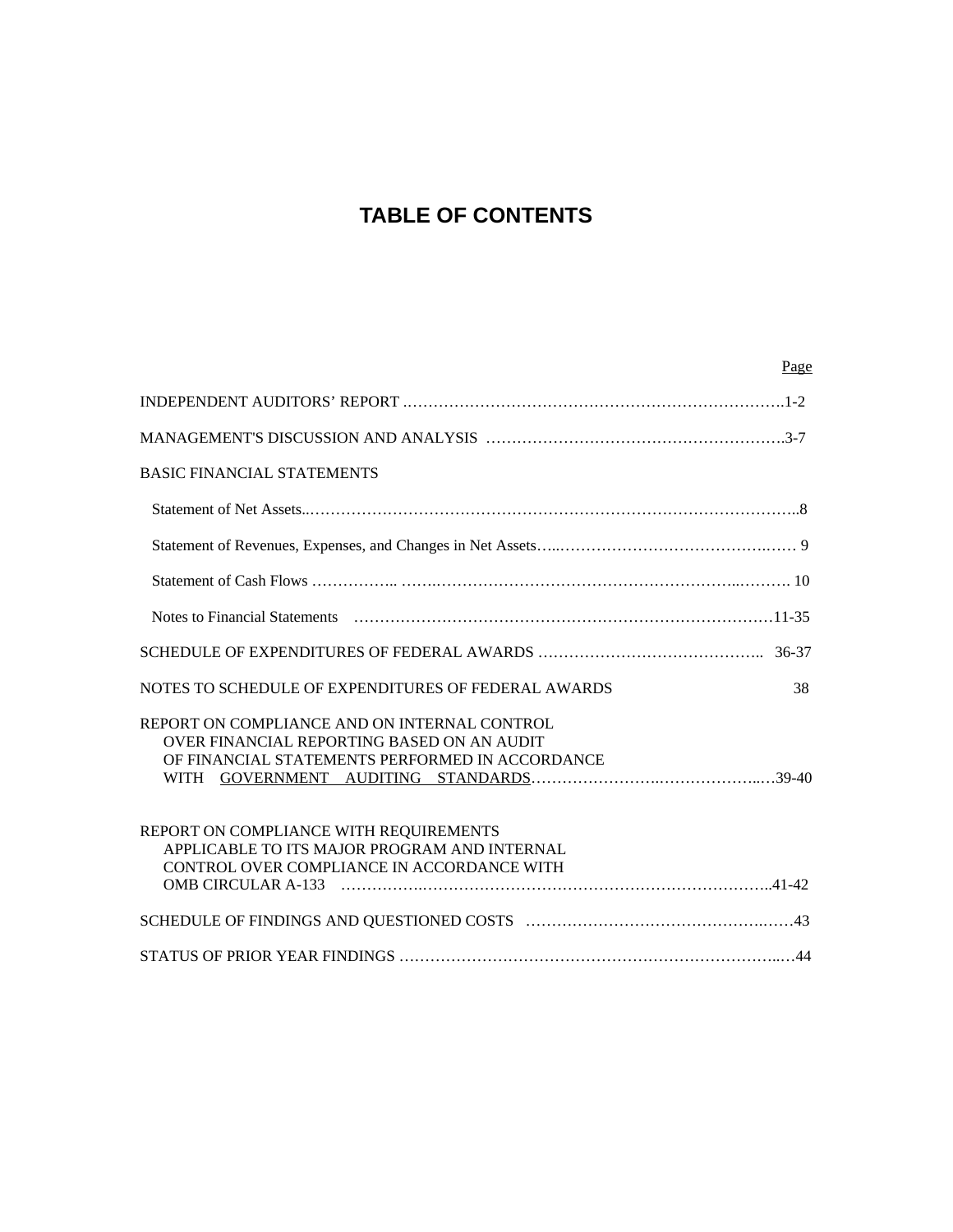# TABLE OF CONTENTS

| | Page |
|---|---|
| INDEPENDENT AUDITORS' REPORT | 1-2 |
| MANAGEMENT'S DISCUSSION AND ANALYSIS | 3-7 |
| BASIC FINANCIAL STATEMENTS | |
| Statement of Net Assets | 8 |
| Statement of Revenues, Expenses, and Changes in Net Assets | 9 |
| Statement of Cash Flows | 10 |
| Notes to Financial Statements | 11-35 |
| SCHEDULE OF EXPENDITURES OF FEDERAL AWARDS | 36-37 |
| NOTES TO SCHEDULE OF EXPENDITURES OF FEDERAL AWARDS | 38 |
| REPORT ON COMPLIANCE AND ON INTERNAL CONTROL OVER FINANCIAL REPORTING BASED ON AN AUDIT OF FINANCIAL STATEMENTS PERFORMED IN ACCORDANCE WITH GOVERNMENT AUDITING STANDARDS | 39-40 |
| REPORT ON COMPLIANCE WITH REQUIREMENTS APPLICABLE TO ITS MAJOR PROGRAM AND INTERNAL CONTROL OVER COMPLIANCE IN ACCORDANCE WITH OMB CIRCULAR A-133 | 41-42 |
| SCHEDULE OF FINDINGS AND QUESTIONED COSTS | 43 |
| STATUS OF PRIOR YEAR FINDINGS | 44 |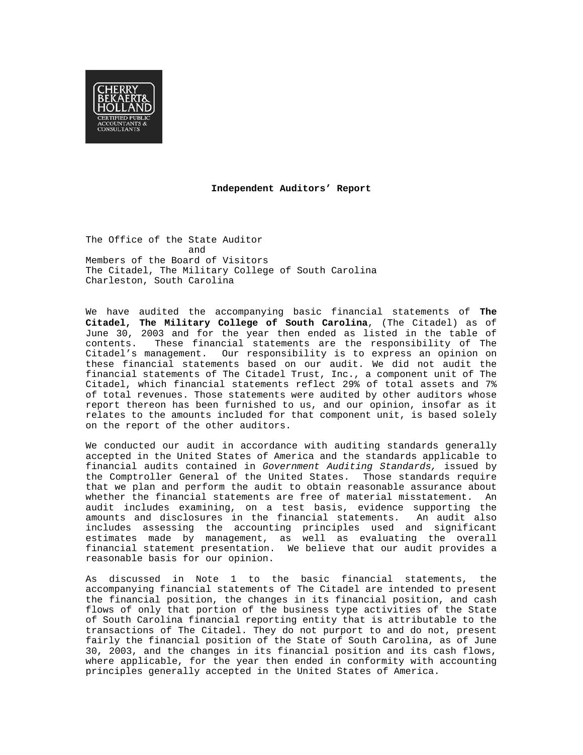CHERRY BEKAERT & HOLLAND
CERTIFIED PUBLIC ACCOUNTANTS & CONSULTANTS

# Independent Auditors' Report

The Office of the State Auditor
and
Members of the Board of Visitors
The Citadel, The Military College of South Carolina
Charleston, South Carolina

We have audited the accompanying basic financial statements of **The Citadel, The Military College of South Carolina**, (The Citadel) as of June 30, 2003 and for the year then ended as listed in the table of contents. These financial statements are the responsibility of The Citadel's management. Our responsibility is to express an opinion on these financial statements based on our audit. We did not audit the financial statements of The Citadel Trust, Inc., a component unit of The Citadel, which financial statements reflect 29% of total assets and 7% of total revenues. Those statements were audited by other auditors whose report thereon has been furnished to us, and our opinion, insofar as it relates to the amounts included for that component unit, is based solely on the report of the other auditors.

We conducted our audit in accordance with auditing standards generally accepted in the United States of America and the standards applicable to financial audits contained in *Government Auditing Standards,* issued by the Comptroller General of the United States. Those standards require that we plan and perform the audit to obtain reasonable assurance about whether the financial statements are free of material misstatement. An audit includes examining, on a test basis, evidence supporting the amounts and disclosures in the financial statements. An audit also includes assessing the accounting principles used and significant estimates made by management, as well as evaluating the overall financial statement presentation. We believe that our audit provides a reasonable basis for our opinion.

As discussed in Note 1 to the basic financial statements, the accompanying financial statements of The Citadel are intended to present the financial position, the changes in its financial position, and cash flows of only that portion of the business type activities of the State of South Carolina financial reporting entity that is attributable to the transactions of The Citadel. They do not purport to and do not, present fairly the financial position of the State of South Carolina, as of June 30, 2003, and the changes in its financial position and its cash flows, where applicable, for the year then ended in conformity with accounting principles generally accepted in the United States of America.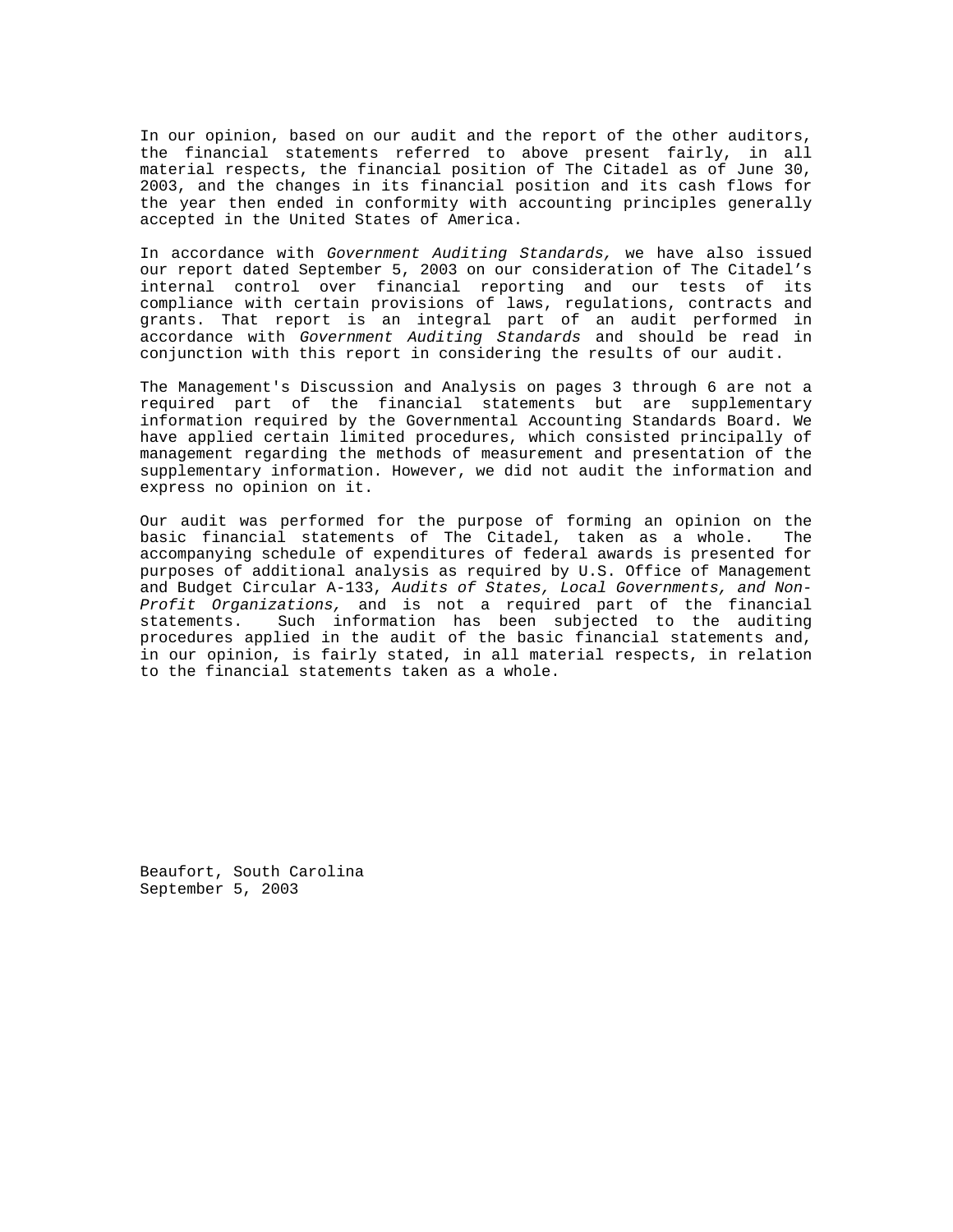In our opinion, based on our audit and the report of the other auditors, the financial statements referred to above present fairly, in all material respects, the financial position of The Citadel as of June 30, 2003, and the changes in its financial position and its cash flows for the year then ended in conformity with accounting principles generally accepted in the United States of America.

In accordance with *Government Auditing Standards,* we have also issued our report dated September 5, 2003 on our consideration of The Citadel's internal control over financial reporting and our tests of its compliance with certain provisions of laws, regulations, contracts and grants. That report is an integral part of an audit performed in accordance with *Government Auditing Standards* and should be read in conjunction with this report in considering the results of our audit.

The Management's Discussion and Analysis on pages 3 through 6 are not a required part of the financial statements but are supplementary information required by the Governmental Accounting Standards Board. We have applied certain limited procedures, which consisted principally of management regarding the methods of measurement and presentation of the supplementary information. However, we did not audit the information and express no opinion on it.

Our audit was performed for the purpose of forming an opinion on the basic financial statements of The Citadel, taken as a whole. The accompanying schedule of expenditures of federal awards is presented for purposes of additional analysis as required by U.S. Office of Management and Budget Circular A-133, *Audits of States, Local Governments, and Non-Profit Organizations,* and is not a required part of the financial statements. Such information has been subjected to the auditing procedures applied in the audit of the basic financial statements and, in our opinion, is fairly stated, in all material respects, in relation to the financial statements taken as a whole.

Beaufort, South Carolina
September 5, 2003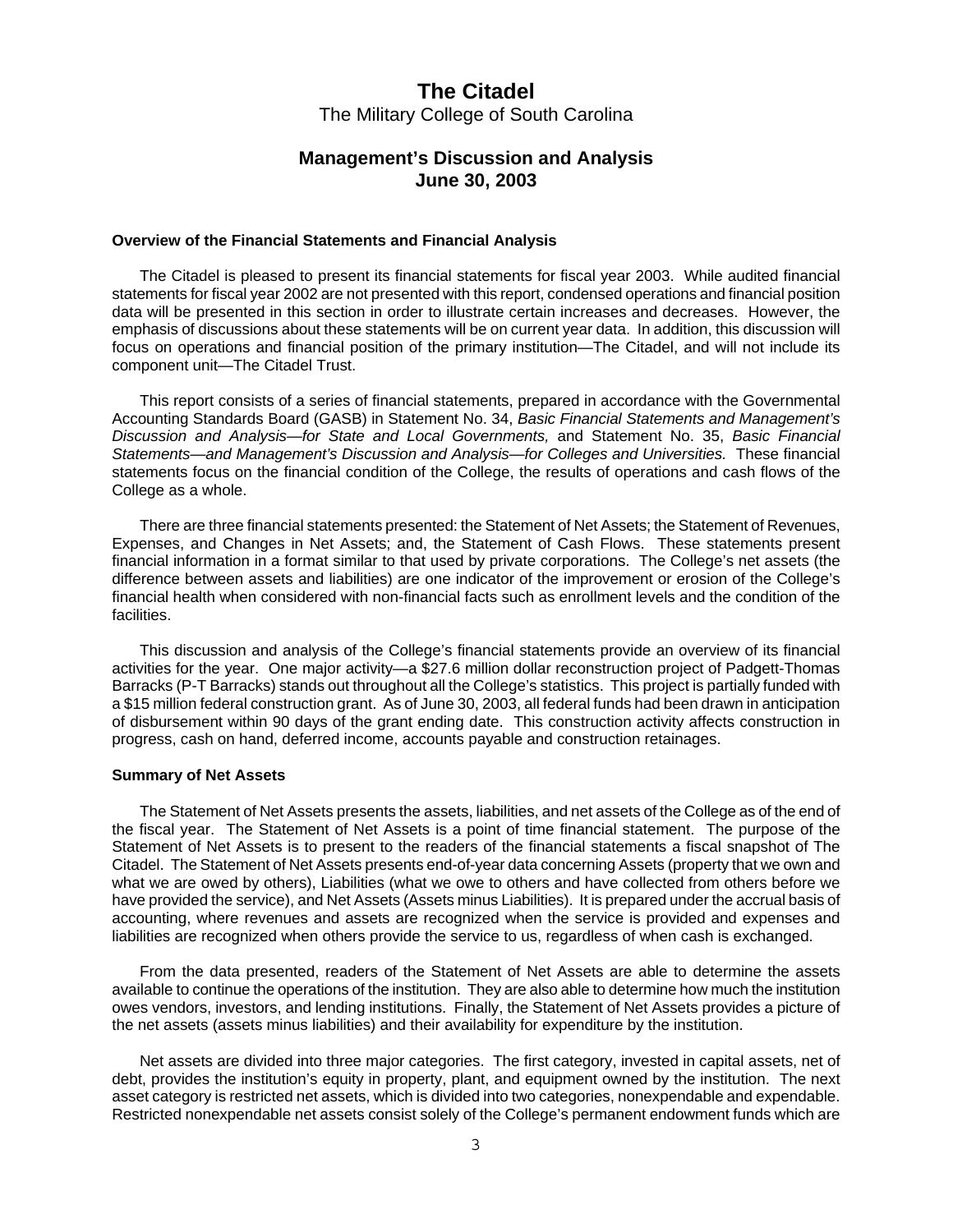# The Citadel

The Military College of South Carolina

## Management's Discussion and Analysis
## June 30, 2003

### Overview of the Financial Statements and Financial Analysis

The Citadel is pleased to present its financial statements for fiscal year 2003. While audited financial statements for fiscal year 2002 are not presented with this report, condensed operations and financial position data will be presented in this section in order to illustrate certain increases and decreases. However, the emphasis of discussions about these statements will be on current year data. In addition, this discussion will focus on operations and financial position of the primary institution—The Citadel, and will not include its component unit—The Citadel Trust.

This report consists of a series of financial statements, prepared in accordance with the Governmental Accounting Standards Board (GASB) in Statement No. 34, *Basic Financial Statements and Management's Discussion and Analysis—for State and Local Governments,* and Statement No. 35, *Basic Financial Statements—and Management's Discussion and Analysis—for Colleges and Universities.* These financial statements focus on the financial condition of the College, the results of operations and cash flows of the College as a whole.

There are three financial statements presented: the Statement of Net Assets; the Statement of Revenues, Expenses, and Changes in Net Assets; and, the Statement of Cash Flows. These statements present financial information in a format similar to that used by private corporations. The College's net assets (the difference between assets and liabilities) are one indicator of the improvement or erosion of the College's financial health when considered with non-financial facts such as enrollment levels and the condition of the facilities.

This discussion and analysis of the College's financial statements provide an overview of its financial activities for the year. One major activity—a $27.6 million dollar reconstruction project of Padgett-Thomas Barracks (P-T Barracks) stands out throughout all the College's statistics. This project is partially funded with a $15 million federal construction grant. As of June 30, 2003, all federal funds had been drawn in anticipation of disbursement within 90 days of the grant ending date. This construction activity affects construction in progress, cash on hand, deferred income, accounts payable and construction retainages.

### Summary of Net Assets

The Statement of Net Assets presents the assets, liabilities, and net assets of the College as of the end of the fiscal year. The Statement of Net Assets is a point of time financial statement. The purpose of the Statement of Net Assets is to present to the readers of the financial statements a fiscal snapshot of The Citadel. The Statement of Net Assets presents end-of-year data concerning Assets (property that we own and what we are owed by others), Liabilities (what we owe to others and have collected from others before we have provided the service), and Net Assets (Assets minus Liabilities). It is prepared under the accrual basis of accounting, where revenues and assets are recognized when the service is provided and expenses and liabilities are recognized when others provide the service to us, regardless of when cash is exchanged.

From the data presented, readers of the Statement of Net Assets are able to determine the assets available to continue the operations of the institution. They are also able to determine how much the institution owes vendors, investors, and lending institutions. Finally, the Statement of Net Assets provides a picture of the net assets (assets minus liabilities) and their availability for expenditure by the institution.

Net assets are divided into three major categories. The first category, invested in capital assets, net of debt, provides the institution's equity in property, plant, and equipment owned by the institution. The next asset category is restricted net assets, which is divided into two categories, nonexpendable and expendable. Restricted nonexpendable net assets consist solely of the College's permanent endowment funds which are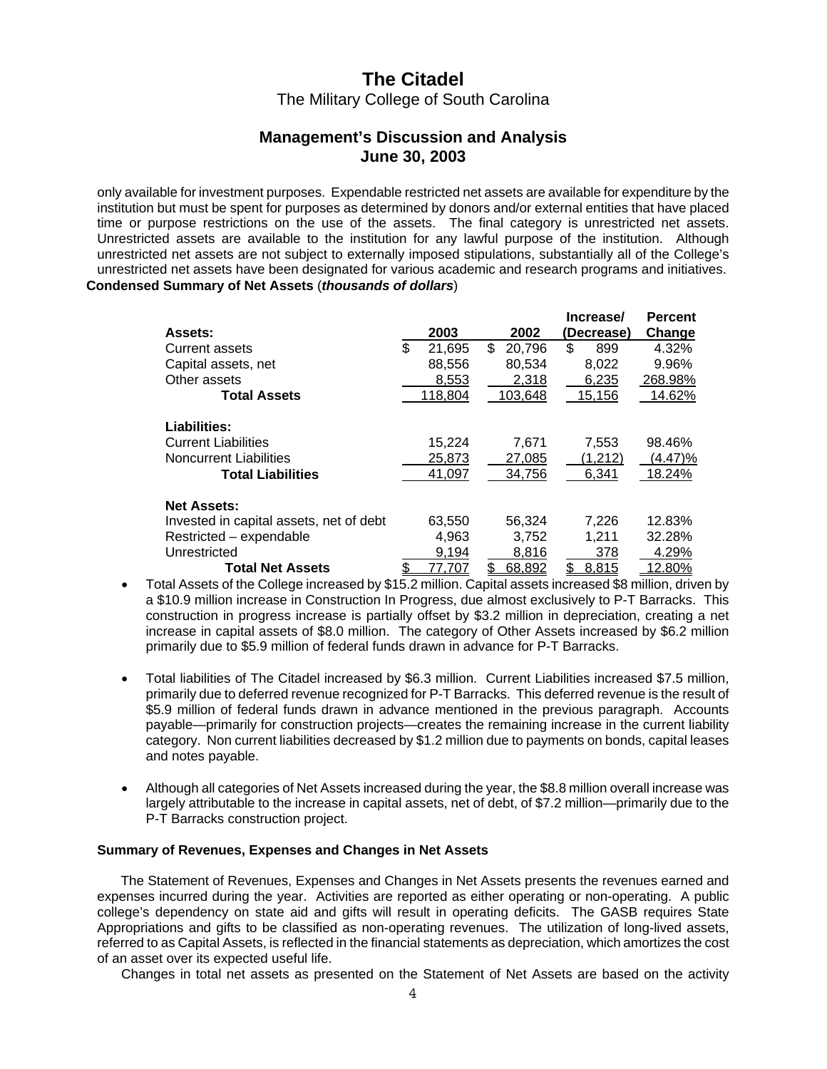only available for investment purposes. Expendable restricted net assets are available for expenditure by the institution but must be spent for purposes as determined by donors and/or external entities that have placed time or purpose restrictions on the use of the assets. The final category is unrestricted net assets. Unrestricted assets are available to the institution for any lawful purpose of the institution. Although unrestricted net assets are not subject to externally imposed stipulations, substantially all of the College's unrestricted net assets have been designated for various academic and research programs and initiatives.

**Condensed Summary of Net Assets** (***thousands of dollars***)

| Assets: | 2003 | 2002 | Increase/ (Decrease) | Percent Change |
|---|---|---|---|---|
| Current assets | $ 21,695 | $ 20,796 | $ 899 | 4.32% |
| Capital assets, net | 88,556 | 80,534 | 8,022 | 9.96% |
| Other assets | 8,553 | 2,318 | 6,235 | 268.98% |
| **Total Assets** | 118,804 | 103,648 | 15,156 | 14.62% |
| **Liabilities:** | | | | |
| Current Liabilities | 15,224 | 7,671 | 7,553 | 98.46% |
| Noncurrent Liabilities | 25,873 | 27,085 | (1,212) | (4.47)% |
| **Total Liabilities** | 41,097 | 34,756 | 6,341 | 18.24% |
| **Net Assets:** | | | | |
| Invested in capital assets, net of debt | 63,550 | 56,324 | 7,226 | 12.83% |
| Restricted – expendable | 4,963 | 3,752 | 1,211 | 32.28% |
| Unrestricted | 9,194 | 8,816 | 378 | 4.29% |
| **Total Net Assets** | $ 77,707 | $ 68,892 | $ 8,815 | 12.80% |

- Total Assets of the College increased by $15.2 million. Capital assets increased $8 million, driven by a $10.9 million increase in Construction In Progress, due almost exclusively to P-T Barracks. This construction in progress increase is partially offset by $3.2 million in depreciation, creating a net increase in capital assets of $8.0 million. The category of Other Assets increased by $6.2 million primarily due to $5.9 million of federal funds drawn in advance for P-T Barracks.

- Total liabilities of The Citadel increased by $6.3 million. Current Liabilities increased $7.5 million, primarily due to deferred revenue recognized for P-T Barracks. This deferred revenue is the result of $5.9 million of federal funds drawn in advance mentioned in the previous paragraph. Accounts payable—primarily for construction projects—creates the remaining increase in the current liability category. Non current liabilities decreased by $1.2 million due to payments on bonds, capital leases and notes payable.

- Although all categories of Net Assets increased during the year, the $8.8 million overall increase was largely attributable to the increase in capital assets, net of debt, of $7.2 million—primarily due to the P-T Barracks construction project.

**Summary of Revenues, Expenses and Changes in Net Assets**

The Statement of Revenues, Expenses and Changes in Net Assets presents the revenues earned and expenses incurred during the year. Activities are reported as either operating or non-operating. A public college's dependency on state aid and gifts will result in operating deficits. The GASB requires State Appropriations and gifts to be classified as non-operating revenues. The utilization of long-lived assets, referred to as Capital Assets, is reflected in the financial statements as depreciation, which amortizes the cost of an asset over its expected useful life.

Changes in total net assets as presented on the Statement of Net Assets are based on the activity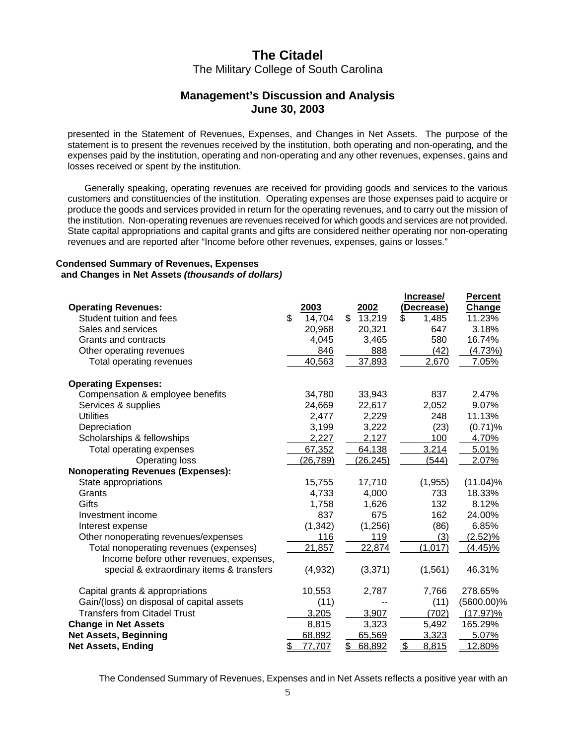presented in the Statement of Revenues, Expenses, and Changes in Net Assets. The purpose of the statement is to present the revenues received by the institution, both operating and non-operating, and the expenses paid by the institution, operating and non-operating and any other revenues, expenses, gains and losses received or spent by the institution.

Generally speaking, operating revenues are received for providing goods and services to the various customers and constituencies of the institution. Operating expenses are those expenses paid to acquire or produce the goods and services provided in return for the operating revenues, and to carry out the mission of the institution. Non-operating revenues are revenues received for which goods and services are not provided. State capital appropriations and capital grants and gifts are considered neither operating nor non-operating revenues and are reported after "Income before other revenues, expenses, gains or losses."

**Condensed Summary of Revenues, Expenses and Changes in Net Assets *(thousands of dollars)***

| | 2003 | 2002 | Increase/ (Decrease) | Percent Change |
|---|---|---|---|---|
| **Operating Revenues:** | | | | |
| Student tuition and fees | $ 14,704 | $ 13,219 | $ 1,485 | 11.23% |
| Sales and services | 20,968 | 20,321 | 647 | 3.18% |
| Grants and contracts | 4,045 | 3,465 | 580 | 16.74% |
| Other operating revenues | 846 | 888 | (42) | (4.73%) |
| Total operating revenues | 40,563 | 37,893 | 2,670 | 7.05% |
| **Operating Expenses:** | | | | |
| Compensation & employee benefits | 34,780 | 33,943 | 837 | 2.47% |
| Services & supplies | 24,669 | 22,617 | 2,052 | 9.07% |
| Utilities | 2,477 | 2,229 | 248 | 11.13% |
| Depreciation | 3,199 | 3,222 | (23) | (0.71)% |
| Scholarships & fellowships | 2,227 | 2,127 | 100 | 4.70% |
| Total operating expenses | 67,352 | 64,138 | 3,214 | 5.01% |
| Operating loss | (26,789) | (26,245) | (544) | 2.07% |
| **Nonoperating Revenues (Expenses):** | | | | |
| State appropriations | 15,755 | 17,710 | (1,955) | (11.04)% |
| Grants | 4,733 | 4,000 | 733 | 18.33% |
| Gifts | 1,758 | 1,626 | 132 | 8.12% |
| Investment income | 837 | 675 | 162 | 24.00% |
| Interest expense | (1,342) | (1,256) | (86) | 6.85% |
| Other nonoperating revenues/expenses | 116 | 119 | (3) | (2.52)% |
| Total nonoperating revenues (expenses) | 21,857 | 22,874 | (1,017) | (4.45)% |
| Income before other revenues, expenses, special & extraordinary items & transfers | (4,932) | (3,371) | (1,561) | 46.31% |
| Capital grants & appropriations | 10,553 | 2,787 | 7,766 | 278.65% |
| Gain/(loss) on disposal of capital assets | (11) | -- | (11) | (5600.00)% |
| Transfers from Citadel Trust | 3,205 | 3,907 | (702) | (17.97)% |
| **Change in Net Assets** | 8,815 | 3,323 | 5,492 | 165.29% |
| **Net Assets, Beginning** | 68,892 | 65,569 | 3,323 | 5.07% |
| **Net Assets, Ending** | $ 77,707 | $ 68,892 | $ 8,815 | 12.80% |

The Condensed Summary of Revenues, Expenses and in Net Assets reflects a positive year with an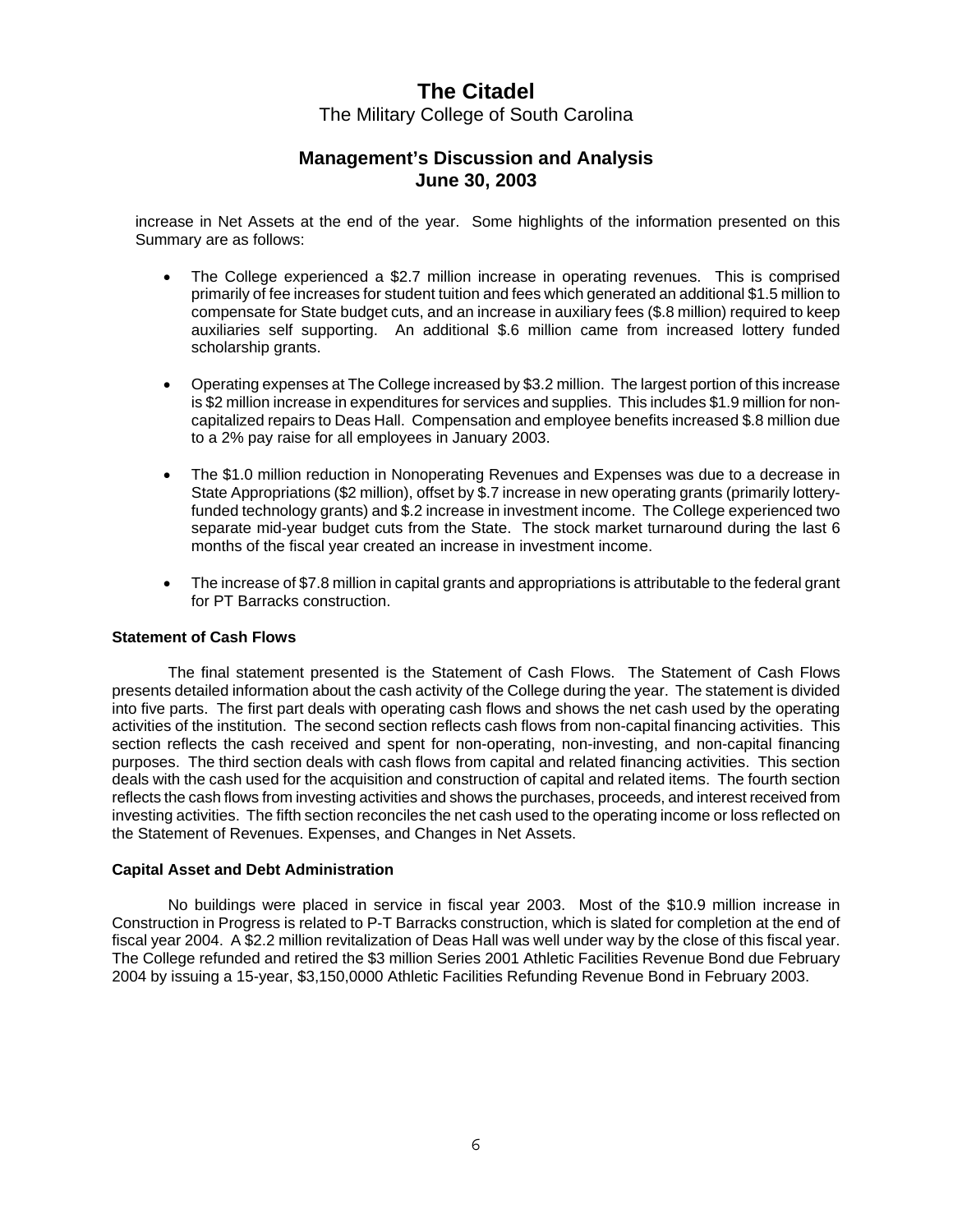increase in Net Assets at the end of the year. Some highlights of the information presented on this Summary are as follows:

- The College experienced a $2.7 million increase in operating revenues. This is comprised primarily of fee increases for student tuition and fees which generated an additional $1.5 million to compensate for State budget cuts, and an increase in auxiliary fees ($.8 million) required to keep auxiliaries self supporting. An additional $.6 million came from increased lottery funded scholarship grants.

- Operating expenses at The College increased by $3.2 million. The largest portion of this increase is $2 million increase in expenditures for services and supplies. This includes $1.9 million for non-capitalized repairs to Deas Hall. Compensation and employee benefits increased $.8 million due to a 2% pay raise for all employees in January 2003.

- The $1.0 million reduction in Nonoperating Revenues and Expenses was due to a decrease in State Appropriations ($2 million), offset by $.7 increase in new operating grants (primarily lottery-funded technology grants) and $.2 increase in investment income. The College experienced two separate mid-year budget cuts from the State. The stock market turnaround during the last 6 months of the fiscal year created an increase in investment income.

- The increase of $7.8 million in capital grants and appropriations is attributable to the federal grant for PT Barracks construction.

### Statement of Cash Flows

The final statement presented is the Statement of Cash Flows. The Statement of Cash Flows presents detailed information about the cash activity of the College during the year. The statement is divided into five parts. The first part deals with operating cash flows and shows the net cash used by the operating activities of the institution. The second section reflects cash flows from non-capital financing activities. This section reflects the cash received and spent for non-operating, non-investing, and non-capital financing purposes. The third section deals with cash flows from capital and related financing activities. This section deals with the cash used for the acquisition and construction of capital and related items. The fourth section reflects the cash flows from investing activities and shows the purchases, proceeds, and interest received from investing activities. The fifth section reconciles the net cash used to the operating income or loss reflected on the Statement of Revenues. Expenses, and Changes in Net Assets.

### Capital Asset and Debt Administration

No buildings were placed in service in fiscal year 2003. Most of the $10.9 million increase in Construction in Progress is related to P-T Barracks construction, which is slated for completion at the end of fiscal year 2004. A $2.2 million revitalization of Deas Hall was well under way by the close of this fiscal year. The College refunded and retired the $3 million Series 2001 Athletic Facilities Revenue Bond due February 2004 by issuing a 15-year, $3,150,0000 Athletic Facilities Refunding Revenue Bond in February 2003.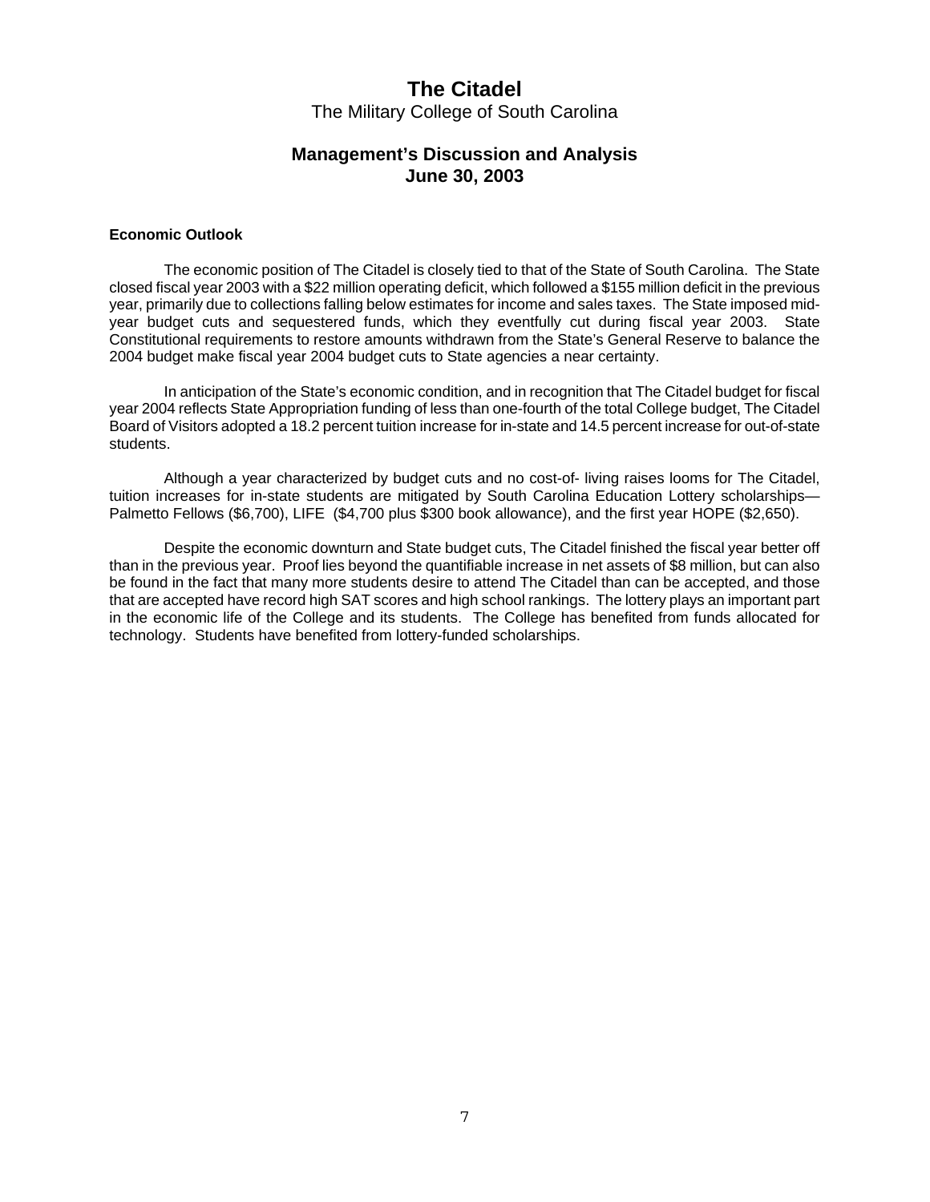# The Citadel

The Military College of South Carolina

## Management's Discussion and Analysis
## June 30, 2003

### Economic Outlook

The economic position of The Citadel is closely tied to that of the State of South Carolina. The State closed fiscal year 2003 with a $22 million operating deficit, which followed a $155 million deficit in the previous year, primarily due to collections falling below estimates for income and sales taxes. The State imposed mid-year budget cuts and sequestered funds, which they eventfully cut during fiscal year 2003. State Constitutional requirements to restore amounts withdrawn from the State's General Reserve to balance the 2004 budget make fiscal year 2004 budget cuts to State agencies a near certainty.

In anticipation of the State's economic condition, and in recognition that The Citadel budget for fiscal year 2004 reflects State Appropriation funding of less than one-fourth of the total College budget, The Citadel Board of Visitors adopted a 18.2 percent tuition increase for in-state and 14.5 percent increase for out-of-state students.

Although a year characterized by budget cuts and no cost-of- living raises looms for The Citadel, tuition increases for in-state students are mitigated by South Carolina Education Lottery scholarships—Palmetto Fellows ($6,700), LIFE ($4,700 plus $300 book allowance), and the first year HOPE ($2,650).

Despite the economic downturn and State budget cuts, The Citadel finished the fiscal year better off than in the previous year. Proof lies beyond the quantifiable increase in net assets of $8 million, but can also be found in the fact that many more students desire to attend The Citadel than can be accepted, and those that are accepted have record high SAT scores and high school rankings. The lottery plays an important part in the economic life of the College and its students. The College has benefited from funds allocated for technology. Students have benefited from lottery-funded scholarships.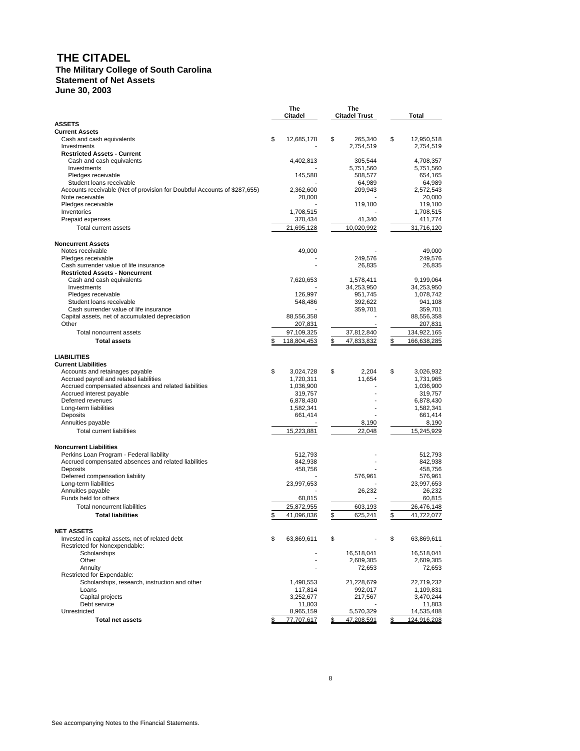# THE CITADEL

## The Military College of South Carolina

## Statement of Net Assets

## June 30, 2003

| | The Citadel | The Citadel Trust | Total |
|---|---|---|---|
| **ASSETS** | | | |
| **Current Assets** | | | |
| Cash and cash equivalents | $ 12,685,178 | $ 265,340 | $ 12,950,518 |
| Investments | - | 2,754,519 | 2,754,519 |
| **Restricted Assets - Current** | | | |
| Cash and cash equivalents | 4,402,813 | 305,544 | 4,708,357 |
| Investments | - | 5,751,560 | 5,751,560 |
| Pledges receivable | 145,588 | 508,577 | 654,165 |
| Student loans receivable | - | 64,989 | 64,989 |
| Accounts receivable (Net of provision for Doubtful Accounts of $287,655) | 2,362,600 | 209,943 | 2,572,543 |
| Note receivable | 20,000 | - | 20,000 |
| Pledges receivable | - | 119,180 | 119,180 |
| Inventories | 1,708,515 | - | 1,708,515 |
| Prepaid expenses | 370,434 | 41,340 | 411,774 |
| Total current assets | 21,695,128 | 10,020,992 | 31,716,120 |
| **Noncurrent Assets** | | | |
| Notes receivable | 49,000 | - | 49,000 |
| Pledges receivable | - | 249,576 | 249,576 |
| Cash surrender value of life insurance | - | 26,835 | 26,835 |
| **Restricted Assets - Noncurrent** | | | |
| Cash and cash equivalents | 7,620,653 | 1,578,411 | 9,199,064 |
| Investments | - | 34,253,950 | 34,253,950 |
| Pledges receivable | 126,997 | 951,745 | 1,078,742 |
| Student loans receivable | 548,486 | 392,622 | 941,108 |
| Cash surrender value of life insurance | - | 359,701 | 359,701 |
| Capital assets, net of accumulated depreciation | 88,556,358 | - | 88,556,358 |
| Other | 207,831 | - | 207,831 |
| Total noncurrent assets | 97,109,325 | 37,812,840 | 134,922,165 |
| **Total assets** | $ 118,804,453 | $ 47,833,832 | $ 166,638,285 |
| **LIABILITIES** | | | |
| **Current Liabilities** | | | |
| Accounts and retainages payable | $ 3,024,728 | $ 2,204 | $ 3,026,932 |
| Accrued payroll and related liabilities | 1,720,311 | 11,654 | 1,731,965 |
| Accrued compensated absences and related liabilities | 1,036,900 | - | 1,036,900 |
| Accrued interest payable | 319,757 | - | 319,757 |
| Deferred revenues | 6,878,430 | - | 6,878,430 |
| Long-term liabilities | 1,582,341 | - | 1,582,341 |
| Deposits | 661,414 | - | 661,414 |
| Annuities payable | - | 8,190 | 8,190 |
| Total current liabilities | 15,223,881 | 22,048 | 15,245,929 |
| **Noncurrent Liabilities** | | | |
| Perkins Loan Program - Federal liability | 512,793 | - | 512,793 |
| Accrued compensated absences and related liabilities | 842,938 | - | 842,938 |
| Deposits | 458,756 | - | 458,756 |
| Deferred compensation liability | - | 576,961 | 576,961 |
| Long-term liabilities | 23,997,653 | - | 23,997,653 |
| Annuities payable | - | 26,232 | 26,232 |
| Funds held for others | 60,815 | - | 60,815 |
| Total noncurrent liabilities | 25,872,955 | 603,193 | 26,476,148 |
| **Total liabilities** | $ 41,096,836 | $ 625,241 | $ 41,722,077 |
| **NET ASSETS** | | | |
| Invested in capital assets, net of related debt | $ 63,869,611 | $ - | $ 63,869,611 |
| Restricted for Nonexpendable: | | | - |
| Scholarships | - | 16,518,041 | 16,518,041 |
| Other | - | 2,609,305 | 2,609,305 |
| Annuity | - | 72,653 | 72,653 |
| Restricted for Expendable: | | | |
| Scholarships, research, instruction and other | 1,490,553 | 21,228,679 | 22,719,232 |
| Loans | 117,814 | 992,017 | 1,109,831 |
| Capital projects | 3,252,677 | 217,567 | 3,470,244 |
| Debt service | 11,803 | - | 11,803 |
| Unrestricted | 8,965,159 | 5,570,329 | 14,535,488 |
| **Total net assets** | $ 77,707,617 | $ 47,208,591 | $ 124,916,208 |

See accompanying Notes to the Financial Statements.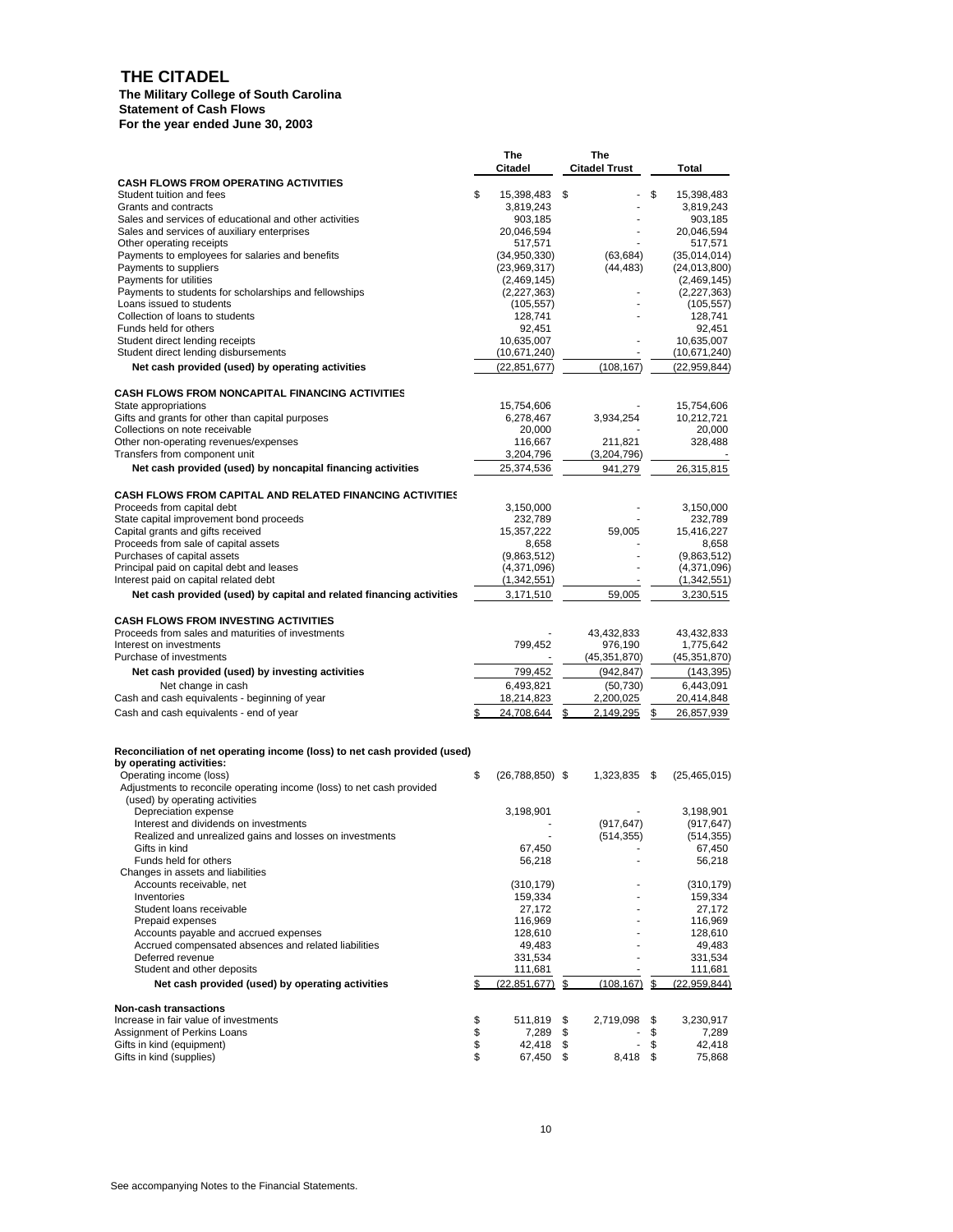# THE CITADEL

**The Military College of South Carolina**
**Statement of Cash Flows**
**For the year ended June 30, 2003**

| | The Citadel | The Citadel Trust | Total |
|---|---|---|---|
| **CASH FLOWS FROM OPERATING ACTIVITIES** | | | |
| Student tuition and fees | $ 15,398,483 | $ - | $ 15,398,483 |
| Grants and contracts | 3,819,243 | - | 3,819,243 |
| Sales and services of educational and other activities | 903,185 | - | 903,185 |
| Sales and services of auxiliary enterprises | 20,046,594 | - | 20,046,594 |
| Other operating receipts | 517,571 | - | 517,571 |
| Payments to employees for salaries and benefits | (34,950,330) | (63,684) | (35,014,014) |
| Payments to suppliers | (23,969,317) | (44,483) | (24,013,800) |
| Payments for utilities | (2,469,145) | | (2,469,145) |
| Payments to students for scholarships and fellowships | (2,227,363) | - | (2,227,363) |
| Loans issued to students | (105,557) | - | (105,557) |
| Collection of loans to students | 128,741 | - | 128,741 |
| Funds held for others | 92,451 | | 92,451 |
| Student direct lending receipts | 10,635,007 | - | 10,635,007 |
| Student direct lending disbursements | (10,671,240) | - | (10,671,240) |
| **Net cash provided (used) by operating activities** | (22,851,677) | (108,167) | (22,959,844) |
| **CASH FLOWS FROM NONCAPITAL FINANCING ACTIVITIES** | | | |
| State appropriations | 15,754,606 | - | 15,754,606 |
| Gifts and grants for other than capital purposes | 6,278,467 | 3,934,254 | 10,212,721 |
| Collections on note receivable | 20,000 | - | 20,000 |
| Other non-operating revenues/expenses | 116,667 | 211,821 | 328,488 |
| Transfers from component unit | 3,204,796 | (3,204,796) | - |
| **Net cash provided (used) by noncapital financing activities** | 25,374,536 | 941,279 | 26,315,815 |
| **CASH FLOWS FROM CAPITAL AND RELATED FINANCING ACTIVITIES** | | | |
| Proceeds from capital debt | 3,150,000 | - | 3,150,000 |
| State capital improvement bond proceeds | 232,789 | - | 232,789 |
| Capital grants and gifts received | 15,357,222 | 59,005 | 15,416,227 |
| Proceeds from sale of capital assets | 8,658 | - | 8,658 |
| Purchases of capital assets | (9,863,512) | - | (9,863,512) |
| Principal paid on capital debt and leases | (4,371,096) | - | (4,371,096) |
| Interest paid on capital related debt | (1,342,551) | - | (1,342,551) |
| **Net cash provided (used) by capital and related financing activities** | 3,171,510 | 59,005 | 3,230,515 |
| **CASH FLOWS FROM INVESTING ACTIVITIES** | | | |
| Proceeds from sales and maturities of investments | - | 43,432,833 | 43,432,833 |
| Interest on investments | 799,452 | 976,190 | 1,775,642 |
| Purchase of investments | - | (45,351,870) | (45,351,870) |
| **Net cash provided (used) by investing activities** | 799,452 | (942,847) | (143,395) |
| Net change in cash | 6,493,821 | (50,730) | 6,443,091 |
| Cash and cash equivalents - beginning of year | 18,214,823 | 2,200,025 | 20,414,848 |
| Cash and cash equivalents - end of year | $ 24,708,644 | $ 2,149,295 | $ 26,857,939 |

| | The Citadel | The Citadel Trust | Total |
|---|---|---|---|
| **Reconciliation of net operating income (loss) to net cash provided (used) by operating activities:** | | | |
| Operating income (loss) | $ (26,788,850) | $ 1,323,835 | $ (25,465,015) |
| Adjustments to reconcile operating income (loss) to net cash provided (used) by operating activities | | | |
| Depreciation expense | 3,198,901 | - | 3,198,901 |
| Interest and dividends on investments | - | (917,647) | (917,647) |
| Realized and unrealized gains and losses on investments | - | (514,355) | (514,355) |
| Gifts in kind | 67,450 | - | 67,450 |
| Funds held for others | 56,218 | - | 56,218 |
| Changes in assets and liabilities | | | |
| Accounts receivable, net | (310,179) | - | (310,179) |
| Inventories | 159,334 | - | 159,334 |
| Student loans receivable | 27,172 | - | 27,172 |
| Prepaid expenses | 116,969 | - | 116,969 |
| Accounts payable and accrued expenses | 128,610 | - | 128,610 |
| Accrued compensated absences and related liabilities | 49,483 | - | 49,483 |
| Deferred revenue | 331,534 | - | 331,534 |
| Student and other deposits | 111,681 | - | 111,681 |
| **Net cash provided (used) by operating activities** | $ (22,851,677) | $ (108,167) | $ (22,959,844) |
| **Non-cash transactions** | | | |
| Increase in fair value of investments | $ 511,819 | $ 2,719,098 | $ 3,230,917 |
| Assignment of Perkins Loans | $ 7,289 | $ - | $ 7,289 |
| Gifts in kind (equipment) | $ 42,418 | $ - | $ 42,418 |
| Gifts in kind (supplies) | $ 67,450 | $ 8,418 | $ 75,868 |

See accompanying Notes to the Financial Statements.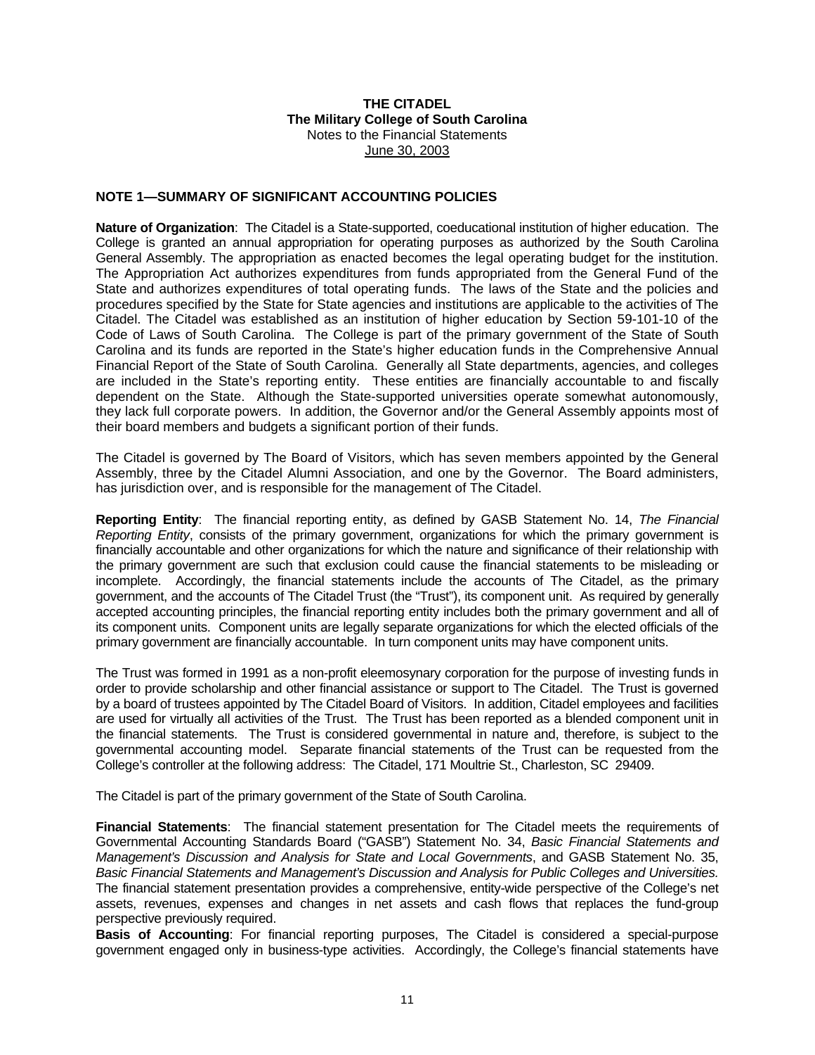**THE CITADEL**
**The Military College of South Carolina**
Notes to the Financial Statements
June 30, 2003

## NOTE 1—SUMMARY OF SIGNIFICANT ACCOUNTING POLICIES

**Nature of Organization**: The Citadel is a State-supported, coeducational institution of higher education. The College is granted an annual appropriation for operating purposes as authorized by the South Carolina General Assembly. The appropriation as enacted becomes the legal operating budget for the institution. The Appropriation Act authorizes expenditures from funds appropriated from the General Fund of the State and authorizes expenditures of total operating funds. The laws of the State and the policies and procedures specified by the State for State agencies and institutions are applicable to the activities of The Citadel. The Citadel was established as an institution of higher education by Section 59-101-10 of the Code of Laws of South Carolina. The College is part of the primary government of the State of South Carolina and its funds are reported in the State's higher education funds in the Comprehensive Annual Financial Report of the State of South Carolina. Generally all State departments, agencies, and colleges are included in the State's reporting entity. These entities are financially accountable to and fiscally dependent on the State. Although the State-supported universities operate somewhat autonomously, they lack full corporate powers. In addition, the Governor and/or the General Assembly appoints most of their board members and budgets a significant portion of their funds.

The Citadel is governed by The Board of Visitors, which has seven members appointed by the General Assembly, three by the Citadel Alumni Association, and one by the Governor. The Board administers, has jurisdiction over, and is responsible for the management of The Citadel.

**Reporting Entity**: The financial reporting entity, as defined by GASB Statement No. 14, *The Financial Reporting Entity*, consists of the primary government, organizations for which the primary government is financially accountable and other organizations for which the nature and significance of their relationship with the primary government are such that exclusion could cause the financial statements to be misleading or incomplete. Accordingly, the financial statements include the accounts of The Citadel, as the primary government, and the accounts of The Citadel Trust (the "Trust"), its component unit. As required by generally accepted accounting principles, the financial reporting entity includes both the primary government and all of its component units. Component units are legally separate organizations for which the elected officials of the primary government are financially accountable. In turn component units may have component units.

The Trust was formed in 1991 as a non-profit eleemosynary corporation for the purpose of investing funds in order to provide scholarship and other financial assistance or support to The Citadel. The Trust is governed by a board of trustees appointed by The Citadel Board of Visitors. In addition, Citadel employees and facilities are used for virtually all activities of the Trust. The Trust has been reported as a blended component unit in the financial statements. The Trust is considered governmental in nature and, therefore, is subject to the governmental accounting model. Separate financial statements of the Trust can be requested from the College's controller at the following address: The Citadel, 171 Moultrie St., Charleston, SC 29409.

The Citadel is part of the primary government of the State of South Carolina.

**Financial Statements**: The financial statement presentation for The Citadel meets the requirements of Governmental Accounting Standards Board ("GASB") Statement No. 34, *Basic Financial Statements and Management's Discussion and Analysis for State and Local Governments*, and GASB Statement No. 35, *Basic Financial Statements and Management's Discussion and Analysis for Public Colleges and Universities.* The financial statement presentation provides a comprehensive, entity-wide perspective of the College's net assets, revenues, expenses and changes in net assets and cash flows that replaces the fund-group perspective previously required.

**Basis of Accounting**: For financial reporting purposes, The Citadel is considered a special-purpose government engaged only in business-type activities. Accordingly, the College's financial statements have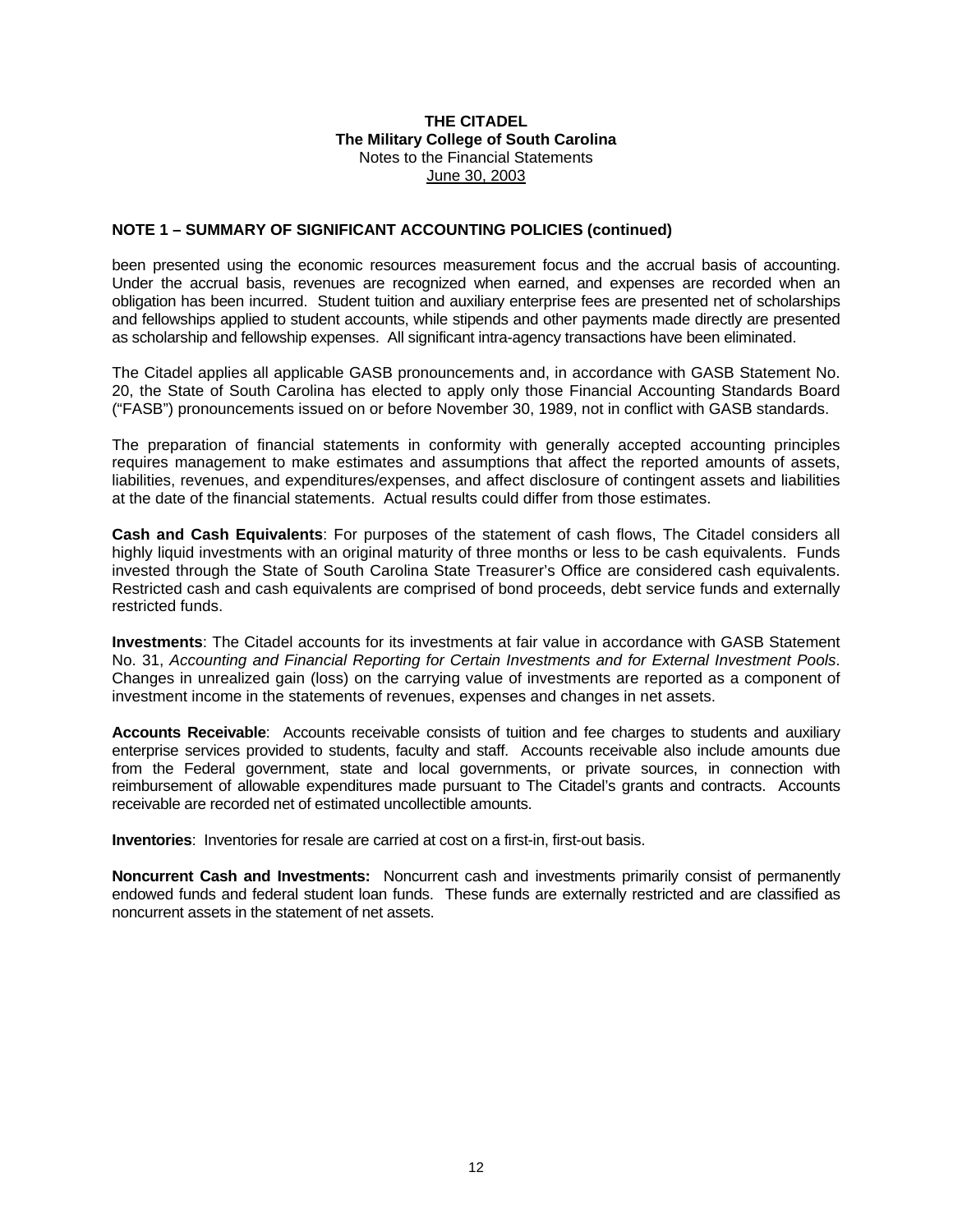**THE CITADEL**
**The Military College of South Carolina**
Notes to the Financial Statements
June 30, 2003

## NOTE 1 – SUMMARY OF SIGNIFICANT ACCOUNTING POLICIES (continued)

been presented using the economic resources measurement focus and the accrual basis of accounting. Under the accrual basis, revenues are recognized when earned, and expenses are recorded when an obligation has been incurred. Student tuition and auxiliary enterprise fees are presented net of scholarships and fellowships applied to student accounts, while stipends and other payments made directly are presented as scholarship and fellowship expenses. All significant intra-agency transactions have been eliminated.

The Citadel applies all applicable GASB pronouncements and, in accordance with GASB Statement No. 20, the State of South Carolina has elected to apply only those Financial Accounting Standards Board ("FASB") pronouncements issued on or before November 30, 1989, not in conflict with GASB standards.

The preparation of financial statements in conformity with generally accepted accounting principles requires management to make estimates and assumptions that affect the reported amounts of assets, liabilities, revenues, and expenditures/expenses, and affect disclosure of contingent assets and liabilities at the date of the financial statements. Actual results could differ from those estimates.

**Cash and Cash Equivalents**: For purposes of the statement of cash flows, The Citadel considers all highly liquid investments with an original maturity of three months or less to be cash equivalents. Funds invested through the State of South Carolina State Treasurer's Office are considered cash equivalents. Restricted cash and cash equivalents are comprised of bond proceeds, debt service funds and externally restricted funds.

**Investments**: The Citadel accounts for its investments at fair value in accordance with GASB Statement No. 31, *Accounting and Financial Reporting for Certain Investments and for External Investment Pools*. Changes in unrealized gain (loss) on the carrying value of investments are reported as a component of investment income in the statements of revenues, expenses and changes in net assets.

**Accounts Receivable**: Accounts receivable consists of tuition and fee charges to students and auxiliary enterprise services provided to students, faculty and staff. Accounts receivable also include amounts due from the Federal government, state and local governments, or private sources, in connection with reimbursement of allowable expenditures made pursuant to The Citadel's grants and contracts. Accounts receivable are recorded net of estimated uncollectible amounts.

**Inventories**: Inventories for resale are carried at cost on a first-in, first-out basis.

**Noncurrent Cash and Investments:** Noncurrent cash and investments primarily consist of permanently endowed funds and federal student loan funds. These funds are externally restricted and are classified as noncurrent assets in the statement of net assets.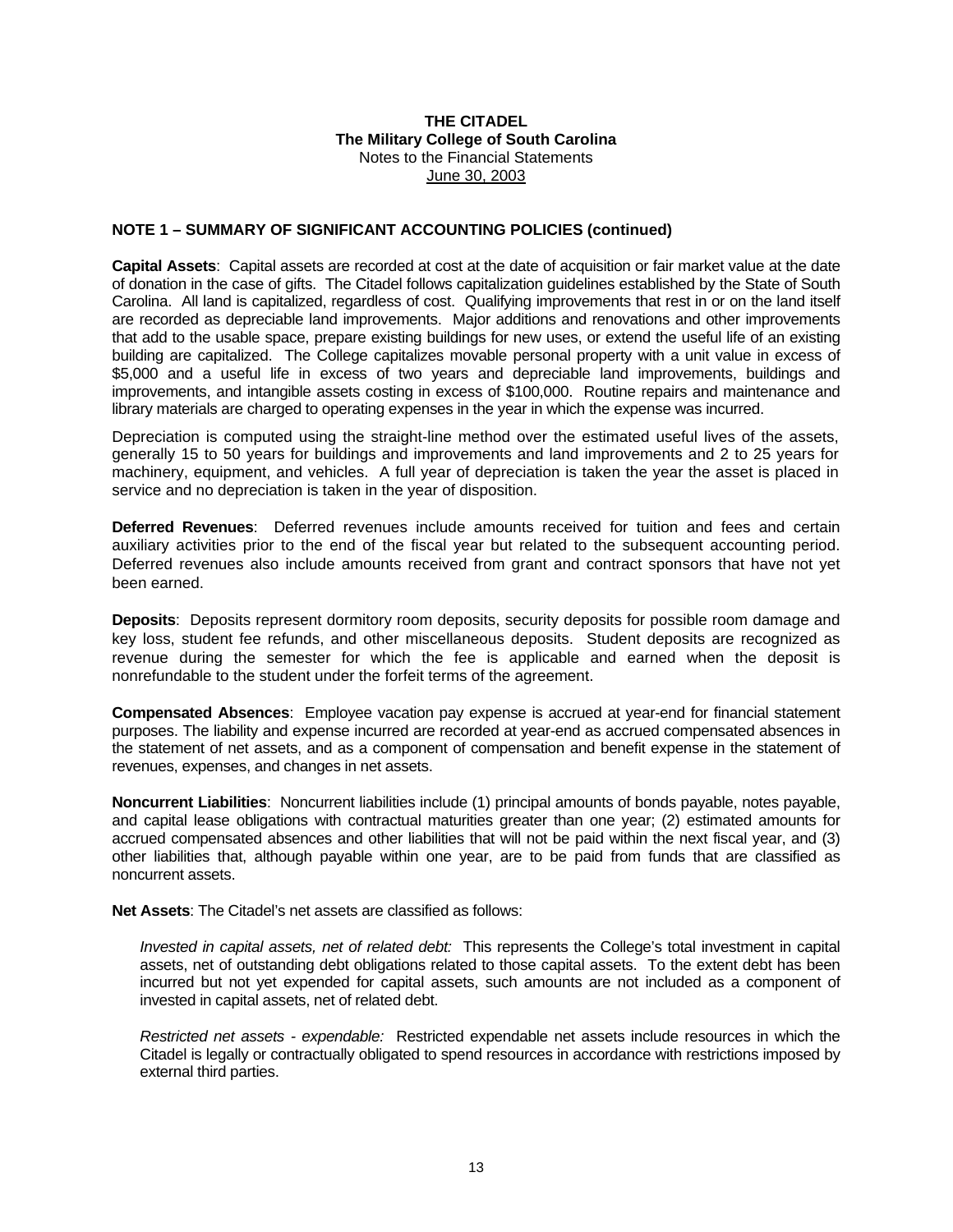**THE CITADEL**
**The Military College of South Carolina**
Notes to the Financial Statements
June 30, 2003

## NOTE 1 – SUMMARY OF SIGNIFICANT ACCOUNTING POLICIES (continued)

**Capital Assets**: Capital assets are recorded at cost at the date of acquisition or fair market value at the date of donation in the case of gifts. The Citadel follows capitalization guidelines established by the State of South Carolina. All land is capitalized, regardless of cost. Qualifying improvements that rest in or on the land itself are recorded as depreciable land improvements. Major additions and renovations and other improvements that add to the usable space, prepare existing buildings for new uses, or extend the useful life of an existing building are capitalized. The College capitalizes movable personal property with a unit value in excess of $5,000 and a useful life in excess of two years and depreciable land improvements, buildings and improvements, and intangible assets costing in excess of $100,000. Routine repairs and maintenance and library materials are charged to operating expenses in the year in which the expense was incurred.

Depreciation is computed using the straight-line method over the estimated useful lives of the assets, generally 15 to 50 years for buildings and improvements and land improvements and 2 to 25 years for machinery, equipment, and vehicles. A full year of depreciation is taken the year the asset is placed in service and no depreciation is taken in the year of disposition.

**Deferred Revenues**: Deferred revenues include amounts received for tuition and fees and certain auxiliary activities prior to the end of the fiscal year but related to the subsequent accounting period. Deferred revenues also include amounts received from grant and contract sponsors that have not yet been earned.

**Deposits**: Deposits represent dormitory room deposits, security deposits for possible room damage and key loss, student fee refunds, and other miscellaneous deposits. Student deposits are recognized as revenue during the semester for which the fee is applicable and earned when the deposit is nonrefundable to the student under the forfeit terms of the agreement.

**Compensated Absences**: Employee vacation pay expense is accrued at year-end for financial statement purposes. The liability and expense incurred are recorded at year-end as accrued compensated absences in the statement of net assets, and as a component of compensation and benefit expense in the statement of revenues, expenses, and changes in net assets.

**Noncurrent Liabilities**: Noncurrent liabilities include (1) principal amounts of bonds payable, notes payable, and capital lease obligations with contractual maturities greater than one year; (2) estimated amounts for accrued compensated absences and other liabilities that will not be paid within the next fiscal year, and (3) other liabilities that, although payable within one year, are to be paid from funds that are classified as noncurrent assets.

**Net Assets**: The Citadel's net assets are classified as follows:

*Invested in capital assets, net of related debt:* This represents the College's total investment in capital assets, net of outstanding debt obligations related to those capital assets. To the extent debt has been incurred but not yet expended for capital assets, such amounts are not included as a component of invested in capital assets, net of related debt.

*Restricted net assets - expendable:* Restricted expendable net assets include resources in which the Citadel is legally or contractually obligated to spend resources in accordance with restrictions imposed by external third parties.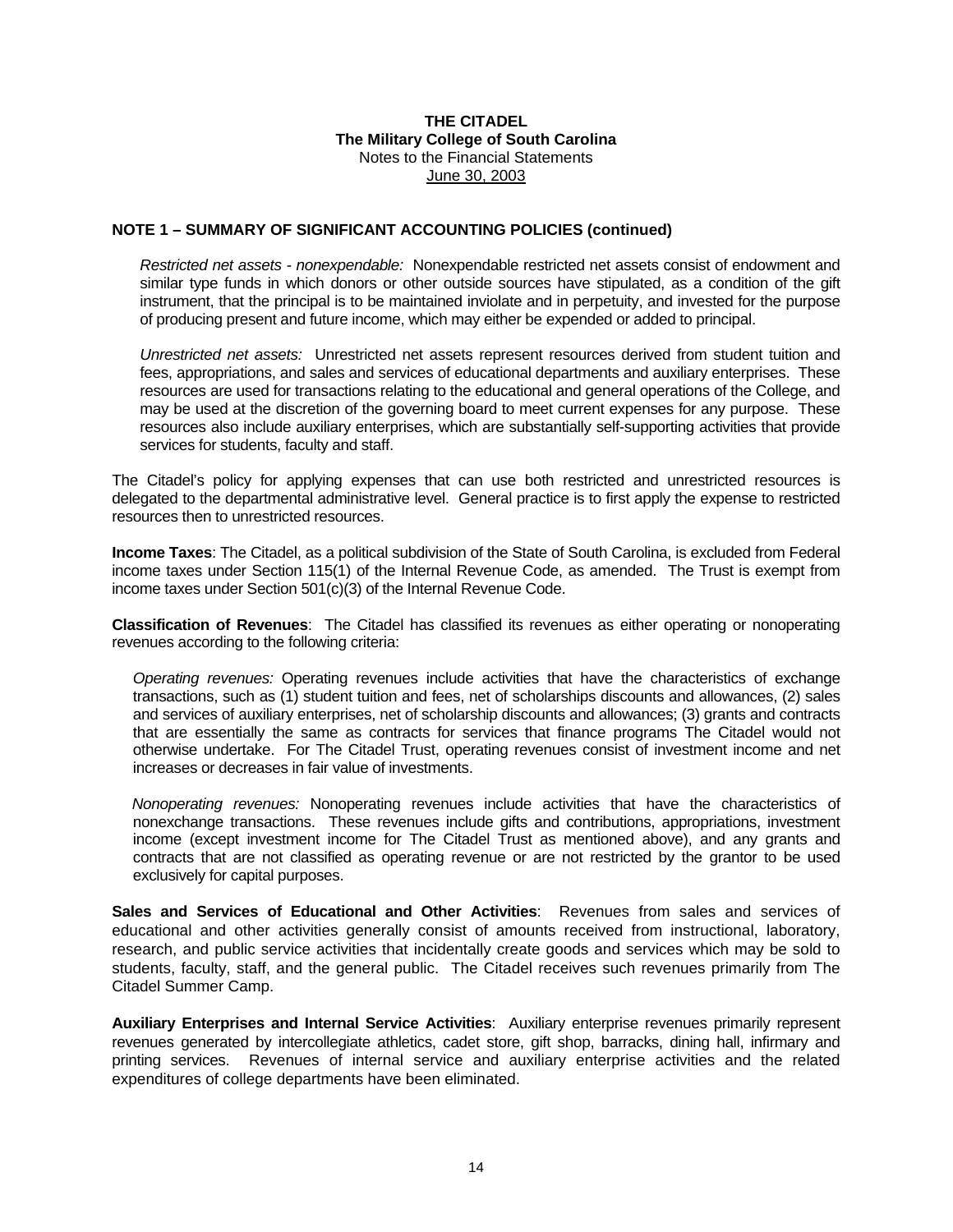**THE CITADEL**
**The Military College of South Carolina**
Notes to the Financial Statements
June 30, 2003

## NOTE 1 – SUMMARY OF SIGNIFICANT ACCOUNTING POLICIES (continued)

*Restricted net assets - nonexpendable:* Nonexpendable restricted net assets consist of endowment and similar type funds in which donors or other outside sources have stipulated, as a condition of the gift instrument, that the principal is to be maintained inviolate and in perpetuity, and invested for the purpose of producing present and future income, which may either be expended or added to principal.

*Unrestricted net assets:* Unrestricted net assets represent resources derived from student tuition and fees, appropriations, and sales and services of educational departments and auxiliary enterprises. These resources are used for transactions relating to the educational and general operations of the College, and may be used at the discretion of the governing board to meet current expenses for any purpose. These resources also include auxiliary enterprises, which are substantially self-supporting activities that provide services for students, faculty and staff.

The Citadel's policy for applying expenses that can use both restricted and unrestricted resources is delegated to the departmental administrative level. General practice is to first apply the expense to restricted resources then to unrestricted resources.

**Income Taxes**: The Citadel, as a political subdivision of the State of South Carolina, is excluded from Federal income taxes under Section 115(1) of the Internal Revenue Code, as amended. The Trust is exempt from income taxes under Section 501(c)(3) of the Internal Revenue Code.

**Classification of Revenues**: The Citadel has classified its revenues as either operating or nonoperating revenues according to the following criteria:

*Operating revenues:* Operating revenues include activities that have the characteristics of exchange transactions, such as (1) student tuition and fees, net of scholarships discounts and allowances, (2) sales and services of auxiliary enterprises, net of scholarship discounts and allowances; (3) grants and contracts that are essentially the same as contracts for services that finance programs The Citadel would not otherwise undertake. For The Citadel Trust, operating revenues consist of investment income and net increases or decreases in fair value of investments.

*Nonoperating revenues:* Nonoperating revenues include activities that have the characteristics of nonexchange transactions. These revenues include gifts and contributions, appropriations, investment income (except investment income for The Citadel Trust as mentioned above), and any grants and contracts that are not classified as operating revenue or are not restricted by the grantor to be used exclusively for capital purposes.

**Sales and Services of Educational and Other Activities**: Revenues from sales and services of educational and other activities generally consist of amounts received from instructional, laboratory, research, and public service activities that incidentally create goods and services which may be sold to students, faculty, staff, and the general public. The Citadel receives such revenues primarily from The Citadel Summer Camp.

**Auxiliary Enterprises and Internal Service Activities**: Auxiliary enterprise revenues primarily represent revenues generated by intercollegiate athletics, cadet store, gift shop, barracks, dining hall, infirmary and printing services. Revenues of internal service and auxiliary enterprise activities and the related expenditures of college departments have been eliminated.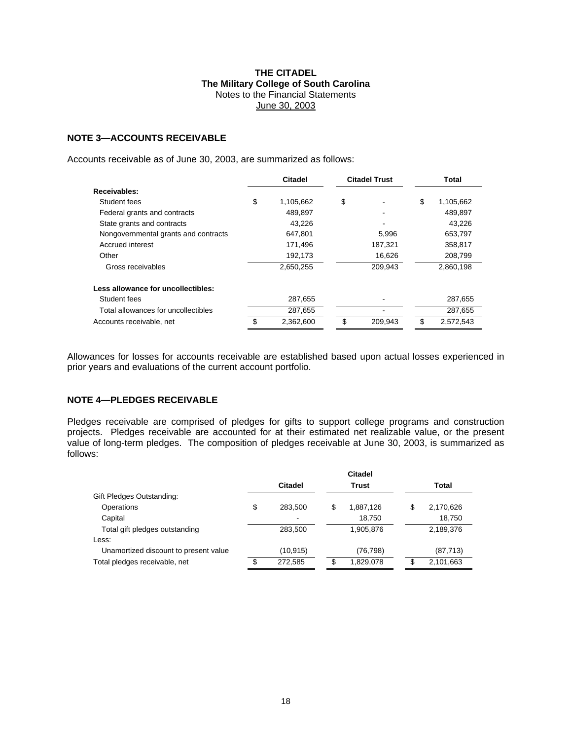**THE CITADEL**
**The Military College of South Carolina**
Notes to the Financial Statements
June 30, 2003

## NOTE 3—ACCOUNTS RECEIVABLE

Accounts receivable as of June 30, 2003, are summarized as follows:

| | Citadel | Citadel Trust | Total |
|---|---|---|---|
| **Receivables:** | | | |
| Student fees | $ 1,105,662 | $ - | $ 1,105,662 |
| Federal grants and contracts | 489,897 | - | 489,897 |
| State grants and contracts | 43,226 | - | 43,226 |
| Nongovernmental grants and contracts | 647,801 | 5,996 | 653,797 |
| Accrued interest | 171,496 | 187,321 | 358,817 |
| Other | 192,173 | 16,626 | 208,799 |
| Gross receivables | 2,650,255 | 209,943 | 2,860,198 |
| **Less allowance for uncollectibles:** | | | |
| Student fees | 287,655 | - | 287,655 |
| Total allowances for uncollectibles | 287,655 | - | 287,655 |
| Accounts receivable, net | $ 2,362,600 | $ 209,943 | $ 2,572,543 |

Allowances for losses for accounts receivable are established based upon actual losses experienced in prior years and evaluations of the current account portfolio.

## NOTE 4—PLEDGES RECEIVABLE

Pledges receivable are comprised of pledges for gifts to support college programs and construction projects. Pledges receivable are accounted for at their estimated net realizable value, or the present value of long-term pledges. The composition of pledges receivable at June 30, 2003, is summarized as follows:

| | Citadel | Citadel Trust | Total |
|---|---|---|---|
| Gift Pledges Outstanding: | | | |
| Operations | $ 283,500 | $ 1,887,126 | $ 2,170,626 |
| Capital | - | 18,750 | 18,750 |
| Total gift pledges outstanding | 283,500 | 1,905,876 | 2,189,376 |
| Less: | | | |
| Unamortized discount to present value | (10,915) | (76,798) | (87,713) |
| Total pledges receivable, net | $ 272,585 | $ 1,829,078 | $ 2,101,663 |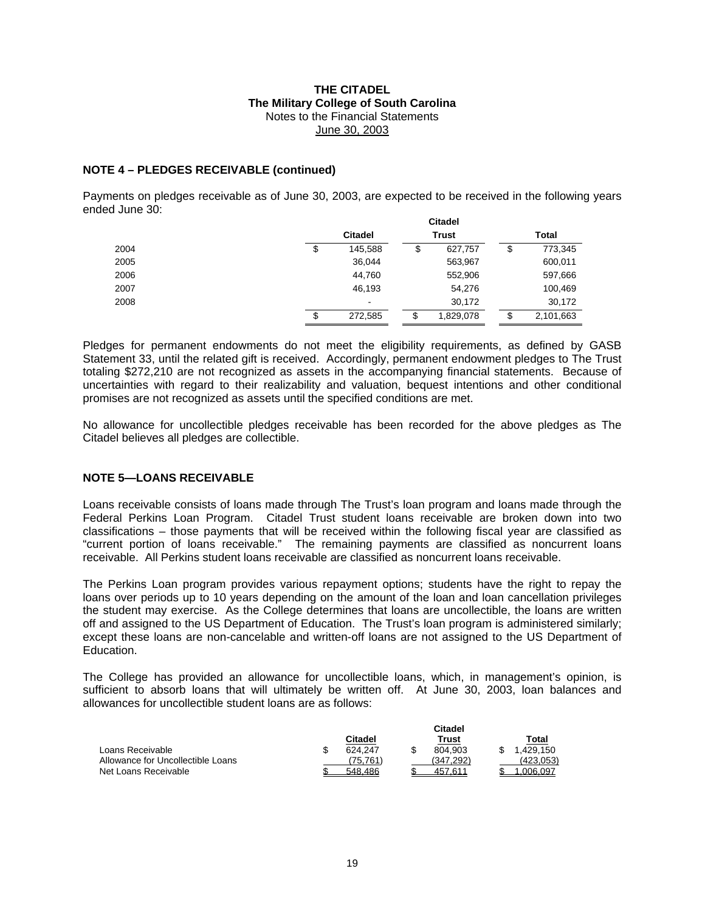**THE CITADEL**
**The Military College of South Carolina**
Notes to the Financial Statements
June 30, 2003

### NOTE 4 – PLEDGES RECEIVABLE (continued)

Payments on pledges receivable as of June 30, 2003, are expected to be received in the following years ended June 30:

| | Citadel | Citadel Trust | Total |
|---|---|---|---|
| 2004 | $ 145,588 | $ 627,757 | $ 773,345 |
| 2005 | 36,044 | 563,967 | 600,011 |
| 2006 | 44,760 | 552,906 | 597,666 |
| 2007 | 46,193 | 54,276 | 100,469 |
| 2008 | - | 30,172 | 30,172 |
| | $ 272,585 | $ 1,829,078 | $ 2,101,663 |

Pledges for permanent endowments do not meet the eligibility requirements, as defined by GASB Statement 33, until the related gift is received. Accordingly, permanent endowment pledges to The Trust totaling $272,210 are not recognized as assets in the accompanying financial statements. Because of uncertainties with regard to their realizability and valuation, bequest intentions and other conditional promises are not recognized as assets until the specified conditions are met.

No allowance for uncollectible pledges receivable has been recorded for the above pledges as The Citadel believes all pledges are collectible.

### NOTE 5—LOANS RECEIVABLE

Loans receivable consists of loans made through The Trust's loan program and loans made through the Federal Perkins Loan Program. Citadel Trust student loans receivable are broken down into two classifications – those payments that will be received within the following fiscal year are classified as "current portion of loans receivable." The remaining payments are classified as noncurrent loans receivable. All Perkins student loans receivable are classified as noncurrent loans receivable.

The Perkins Loan program provides various repayment options; students have the right to repay the loans over periods up to 10 years depending on the amount of the loan and loan cancellation privileges the student may exercise. As the College determines that loans are uncollectible, the loans are written off and assigned to the US Department of Education. The Trust's loan program is administered similarly; except these loans are non-cancelable and written-off loans are not assigned to the US Department of Education.

The College has provided an allowance for uncollectible loans, which, in management's opinion, is sufficient to absorb loans that will ultimately be written off. At June 30, 2003, loan balances and allowances for uncollectible student loans are as follows:

| | Citadel | Citadel Trust | Total |
|---|---|---|---|
| Loans Receivable | $ 624,247 | $ 804,903 | $ 1,429,150 |
| Allowance for Uncollectible Loans | (75,761) | (347,292) | (423,053) |
| Net Loans Receivable | $ 548,486 | $ 457,611 | $ 1,006,097 |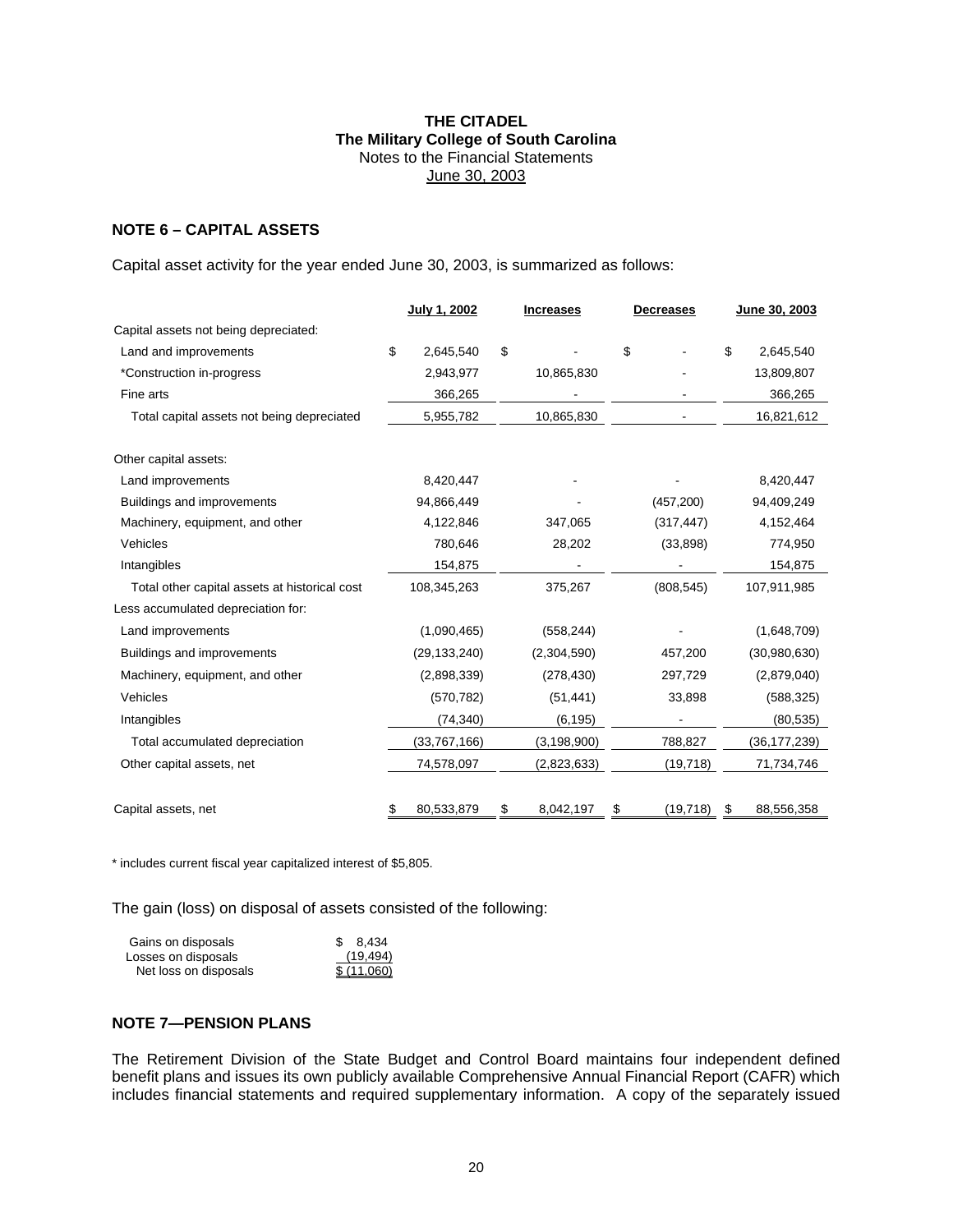**THE CITADEL**
**The Military College of South Carolina**
Notes to the Financial Statements
June 30, 2003

## NOTE 6 – CAPITAL ASSETS

Capital asset activity for the year ended June 30, 2003, is summarized as follows:

| | July 1, 2002 | Increases | Decreases | June 30, 2003 |
|---|---|---|---|---|
| Capital assets not being depreciated: | | | | |
| Land and improvements | $ 2,645,540 | $ - | $ - | $ 2,645,540 |
| *Construction in-progress | 2,943,977 | 10,865,830 | - | 13,809,807 |
| Fine arts | 366,265 | - | - | 366,265 |
| Total capital assets not being depreciated | 5,955,782 | 10,865,830 | - | 16,821,612 |
| Other capital assets: | | | | |
| Land improvements | 8,420,447 | - | - | 8,420,447 |
| Buildings and improvements | 94,866,449 | - | (457,200) | 94,409,249 |
| Machinery, equipment, and other | 4,122,846 | 347,065 | (317,447) | 4,152,464 |
| Vehicles | 780,646 | 28,202 | (33,898) | 774,950 |
| Intangibles | 154,875 | - | - | 154,875 |
| Total other capital assets at historical cost | 108,345,263 | 375,267 | (808,545) | 107,911,985 |
| Less accumulated depreciation for: | | | | |
| Land improvements | (1,090,465) | (558,244) | - | (1,648,709) |
| Buildings and improvements | (29,133,240) | (2,304,590) | 457,200 | (30,980,630) |
| Machinery, equipment, and other | (2,898,339) | (278,430) | 297,729 | (2,879,040) |
| Vehicles | (570,782) | (51,441) | 33,898 | (588,325) |
| Intangibles | (74,340) | (6,195) | - | (80,535) |
| Total accumulated depreciation | (33,767,166) | (3,198,900) | 788,827 | (36,177,239) |
| Other capital assets, net | 74,578,097 | (2,823,633) | (19,718) | 71,734,746 |
| Capital assets, net | $ 80,533,879 | $ 8,042,197 | $ (19,718) | $ 88,556,358 |

\* includes current fiscal year capitalized interest of $5,805.

The gain (loss) on disposal of assets consisted of the following:

| | |
|---|---|
| Gains on disposals | $ 8,434 |
| Losses on disposals | (19,494) |
| Net loss on disposals | $ (11,060) |

## NOTE 7—PENSION PLANS

The Retirement Division of the State Budget and Control Board maintains four independent defined benefit plans and issues its own publicly available Comprehensive Annual Financial Report (CAFR) which includes financial statements and required supplementary information. A copy of the separately issued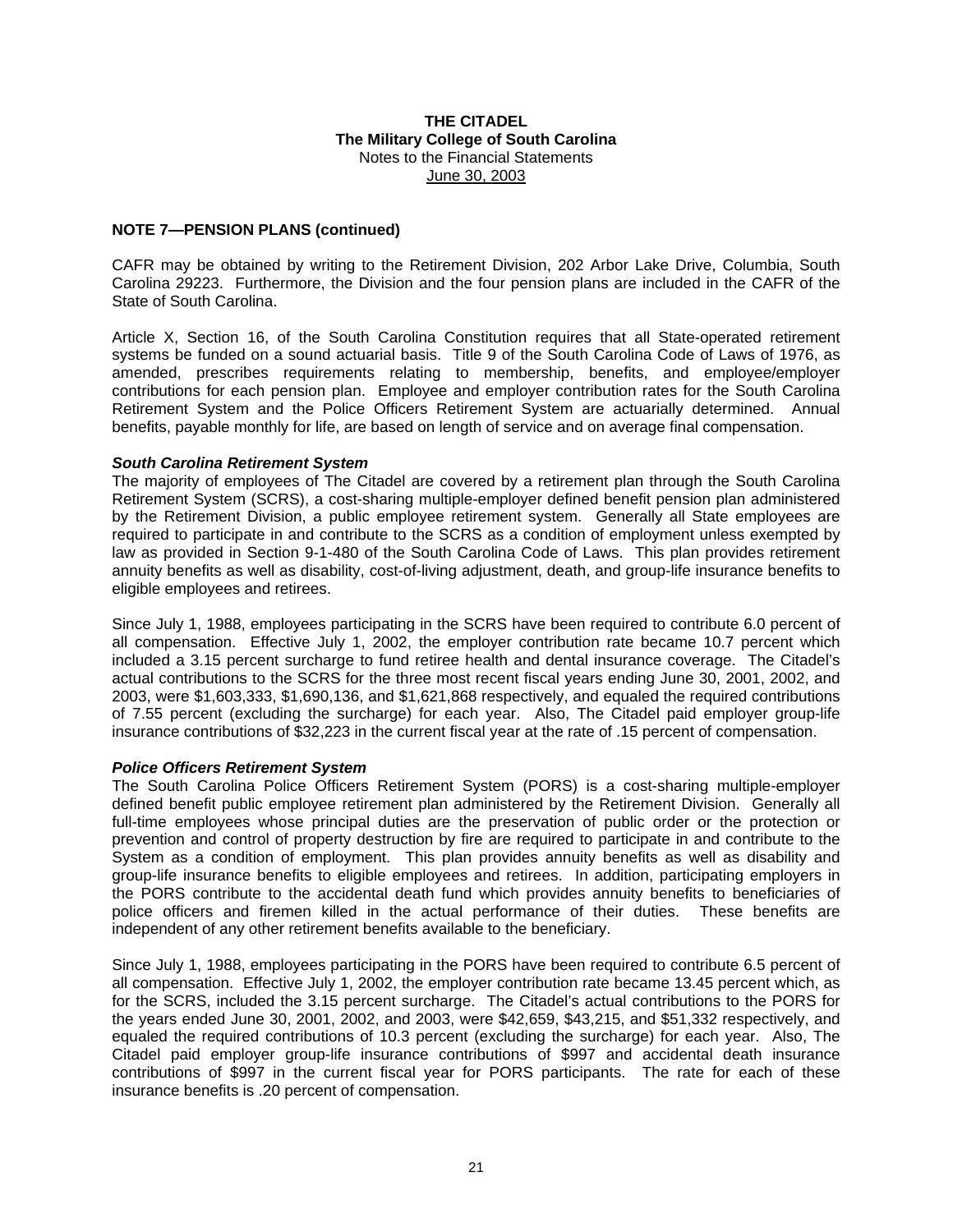**THE CITADEL**
**The Military College of South Carolina**
Notes to the Financial Statements
June 30, 2003

## NOTE 7—PENSION PLANS (continued)

CAFR may be obtained by writing to the Retirement Division, 202 Arbor Lake Drive, Columbia, South Carolina 29223. Furthermore, the Division and the four pension plans are included in the CAFR of the State of South Carolina.

Article X, Section 16, of the South Carolina Constitution requires that all State-operated retirement systems be funded on a sound actuarial basis. Title 9 of the South Carolina Code of Laws of 1976, as amended, prescribes requirements relating to membership, benefits, and employee/employer contributions for each pension plan. Employee and employer contribution rates for the South Carolina Retirement System and the Police Officers Retirement System are actuarially determined. Annual benefits, payable monthly for life, are based on length of service and on average final compensation.

### *South Carolina Retirement System*

The majority of employees of The Citadel are covered by a retirement plan through the South Carolina Retirement System (SCRS), a cost-sharing multiple-employer defined benefit pension plan administered by the Retirement Division, a public employee retirement system. Generally all State employees are required to participate in and contribute to the SCRS as a condition of employment unless exempted by law as provided in Section 9-1-480 of the South Carolina Code of Laws. This plan provides retirement annuity benefits as well as disability, cost-of-living adjustment, death, and group-life insurance benefits to eligible employees and retirees.

Since July 1, 1988, employees participating in the SCRS have been required to contribute 6.0 percent of all compensation. Effective July 1, 2002, the employer contribution rate became 10.7 percent which included a 3.15 percent surcharge to fund retiree health and dental insurance coverage. The Citadel's actual contributions to the SCRS for the three most recent fiscal years ending June 30, 2001, 2002, and 2003, were $1,603,333, $1,690,136, and $1,621,868 respectively, and equaled the required contributions of 7.55 percent (excluding the surcharge) for each year. Also, The Citadel paid employer group-life insurance contributions of $32,223 in the current fiscal year at the rate of .15 percent of compensation.

### *Police Officers Retirement System*

The South Carolina Police Officers Retirement System (PORS) is a cost-sharing multiple-employer defined benefit public employee retirement plan administered by the Retirement Division. Generally all full-time employees whose principal duties are the preservation of public order or the protection or prevention and control of property destruction by fire are required to participate in and contribute to the System as a condition of employment. This plan provides annuity benefits as well as disability and group-life insurance benefits to eligible employees and retirees. In addition, participating employers in the PORS contribute to the accidental death fund which provides annuity benefits to beneficiaries of police officers and firemen killed in the actual performance of their duties. These benefits are independent of any other retirement benefits available to the beneficiary.

Since July 1, 1988, employees participating in the PORS have been required to contribute 6.5 percent of all compensation. Effective July 1, 2002, the employer contribution rate became 13.45 percent which, as for the SCRS, included the 3.15 percent surcharge. The Citadel's actual contributions to the PORS for the years ended June 30, 2001, 2002, and 2003, were $42,659, $43,215, and $51,332 respectively, and equaled the required contributions of 10.3 percent (excluding the surcharge) for each year. Also, The Citadel paid employer group-life insurance contributions of $997 and accidental death insurance contributions of $997 in the current fiscal year for PORS participants. The rate for each of these insurance benefits is .20 percent of compensation.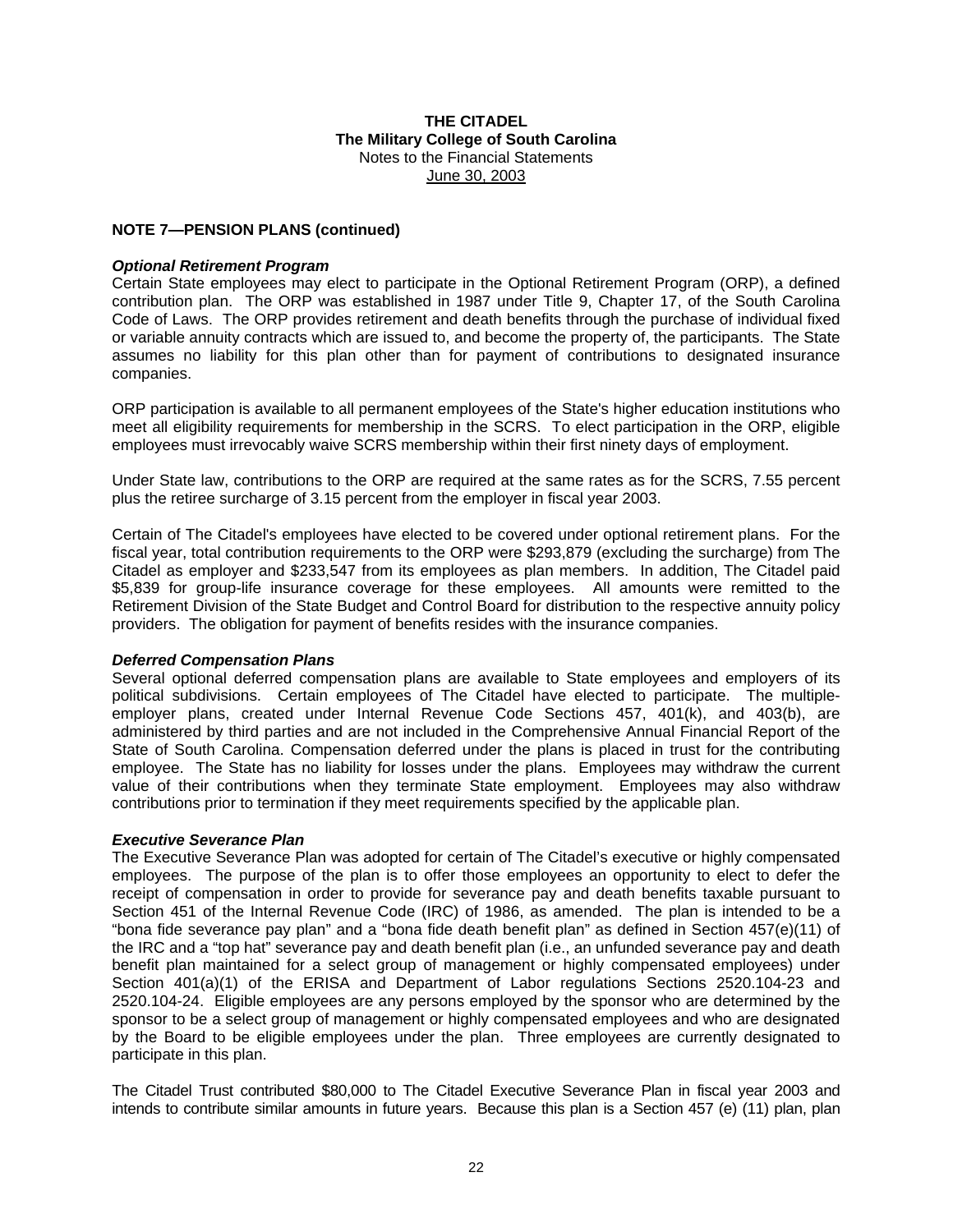## NOTE 7—PENSION PLANS (continued)

***Optional Retirement Program***

Certain State employees may elect to participate in the Optional Retirement Program (ORP), a defined contribution plan. The ORP was established in 1987 under Title 9, Chapter 17, of the South Carolina Code of Laws. The ORP provides retirement and death benefits through the purchase of individual fixed or variable annuity contracts which are issued to, and become the property of, the participants. The State assumes no liability for this plan other than for payment of contributions to designated insurance companies.

ORP participation is available to all permanent employees of the State's higher education institutions who meet all eligibility requirements for membership in the SCRS. To elect participation in the ORP, eligible employees must irrevocably waive SCRS membership within their first ninety days of employment.

Under State law, contributions to the ORP are required at the same rates as for the SCRS, 7.55 percent plus the retiree surcharge of 3.15 percent from the employer in fiscal year 2003.

Certain of The Citadel's employees have elected to be covered under optional retirement plans. For the fiscal year, total contribution requirements to the ORP were $293,879 (excluding the surcharge) from The Citadel as employer and $233,547 from its employees as plan members. In addition, The Citadel paid $5,839 for group-life insurance coverage for these employees. All amounts were remitted to the Retirement Division of the State Budget and Control Board for distribution to the respective annuity policy providers. The obligation for payment of benefits resides with the insurance companies.

***Deferred Compensation Plans***

Several optional deferred compensation plans are available to State employees and employers of its political subdivisions. Certain employees of The Citadel have elected to participate. The multiple-employer plans, created under Internal Revenue Code Sections 457, 401(k), and 403(b), are administered by third parties and are not included in the Comprehensive Annual Financial Report of the State of South Carolina. Compensation deferred under the plans is placed in trust for the contributing employee. The State has no liability for losses under the plans. Employees may withdraw the current value of their contributions when they terminate State employment. Employees may also withdraw contributions prior to termination if they meet requirements specified by the applicable plan.

***Executive Severance Plan***

The Executive Severance Plan was adopted for certain of The Citadel's executive or highly compensated employees. The purpose of the plan is to offer those employees an opportunity to elect to defer the receipt of compensation in order to provide for severance pay and death benefits taxable pursuant to Section 451 of the Internal Revenue Code (IRC) of 1986, as amended. The plan is intended to be a "bona fide severance pay plan" and a "bona fide death benefit plan" as defined in Section 457(e)(11) of the IRC and a "top hat" severance pay and death benefit plan (i.e., an unfunded severance pay and death benefit plan maintained for a select group of management or highly compensated employees) under Section 401(a)(1) of the ERISA and Department of Labor regulations Sections 2520.104-23 and 2520.104-24. Eligible employees are any persons employed by the sponsor who are determined by the sponsor to be a select group of management or highly compensated employees and who are designated by the Board to be eligible employees under the plan. Three employees are currently designated to participate in this plan.

The Citadel Trust contributed $80,000 to The Citadel Executive Severance Plan in fiscal year 2003 and intends to contribute similar amounts in future years. Because this plan is a Section 457 (e) (11) plan, plan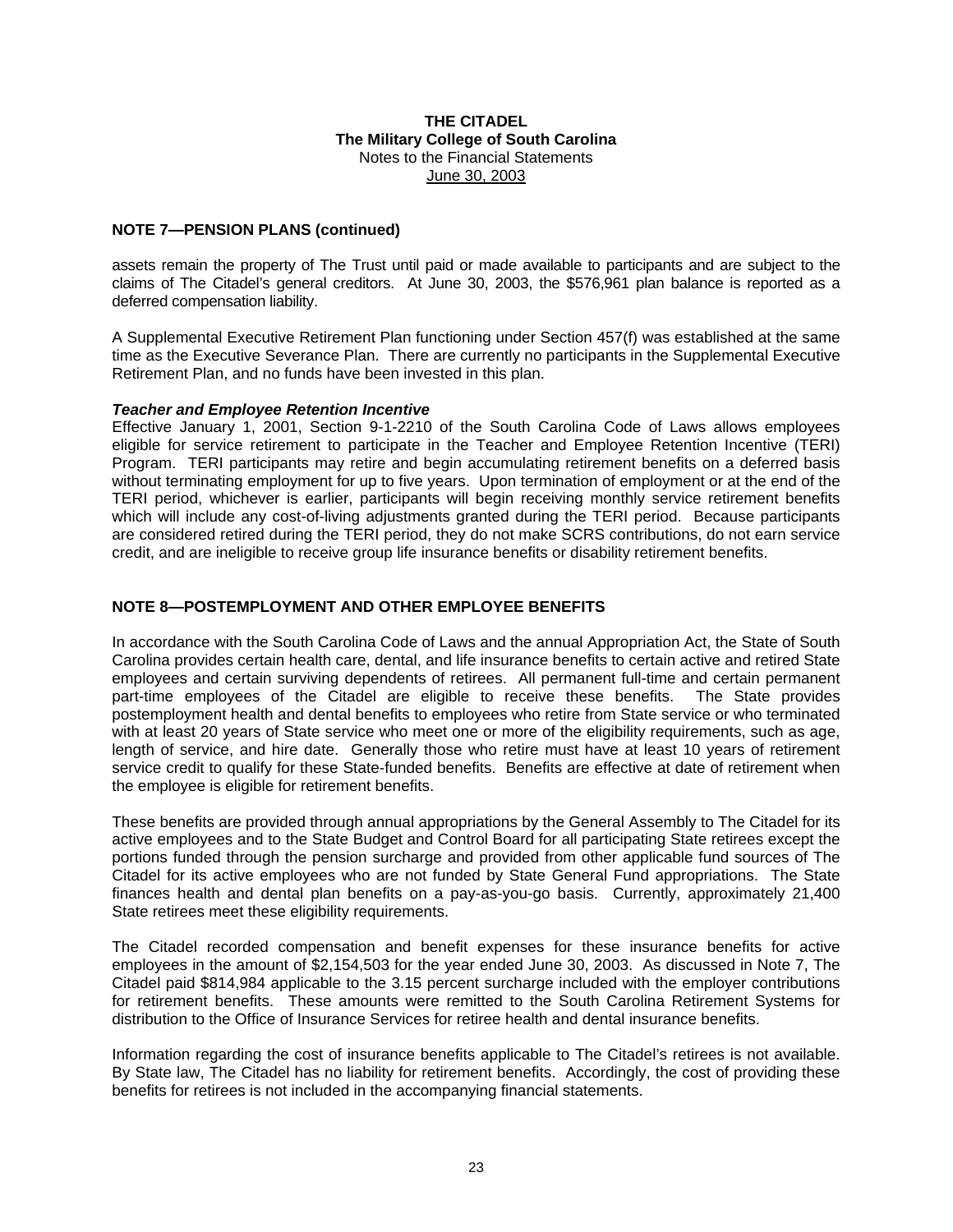## NOTE 7—PENSION PLANS (continued)

assets remain the property of The Trust until paid or made available to participants and are subject to the claims of The Citadel's general creditors. At June 30, 2003, the $576,961 plan balance is reported as a deferred compensation liability.

A Supplemental Executive Retirement Plan functioning under Section 457(f) was established at the same time as the Executive Severance Plan. There are currently no participants in the Supplemental Executive Retirement Plan, and no funds have been invested in this plan.

### *Teacher and Employee Retention Incentive*

Effective January 1, 2001, Section 9-1-2210 of the South Carolina Code of Laws allows employees eligible for service retirement to participate in the Teacher and Employee Retention Incentive (TERI) Program. TERI participants may retire and begin accumulating retirement benefits on a deferred basis without terminating employment for up to five years. Upon termination of employment or at the end of the TERI period, whichever is earlier, participants will begin receiving monthly service retirement benefits which will include any cost-of-living adjustments granted during the TERI period. Because participants are considered retired during the TERI period, they do not make SCRS contributions, do not earn service credit, and are ineligible to receive group life insurance benefits or disability retirement benefits.

## NOTE 8—POSTEMPLOYMENT AND OTHER EMPLOYEE BENEFITS

In accordance with the South Carolina Code of Laws and the annual Appropriation Act, the State of South Carolina provides certain health care, dental, and life insurance benefits to certain active and retired State employees and certain surviving dependents of retirees. All permanent full-time and certain permanent part-time employees of the Citadel are eligible to receive these benefits. The State provides postemployment health and dental benefits to employees who retire from State service or who terminated with at least 20 years of State service who meet one or more of the eligibility requirements, such as age, length of service, and hire date. Generally those who retire must have at least 10 years of retirement service credit to qualify for these State-funded benefits. Benefits are effective at date of retirement when the employee is eligible for retirement benefits.

These benefits are provided through annual appropriations by the General Assembly to The Citadel for its active employees and to the State Budget and Control Board for all participating State retirees except the portions funded through the pension surcharge and provided from other applicable fund sources of The Citadel for its active employees who are not funded by State General Fund appropriations. The State finances health and dental plan benefits on a pay-as-you-go basis. Currently, approximately 21,400 State retirees meet these eligibility requirements.

The Citadel recorded compensation and benefit expenses for these insurance benefits for active employees in the amount of $2,154,503 for the year ended June 30, 2003. As discussed in Note 7, The Citadel paid $814,984 applicable to the 3.15 percent surcharge included with the employer contributions for retirement benefits. These amounts were remitted to the South Carolina Retirement Systems for distribution to the Office of Insurance Services for retiree health and dental insurance benefits.

Information regarding the cost of insurance benefits applicable to The Citadel's retirees is not available. By State law, The Citadel has no liability for retirement benefits. Accordingly, the cost of providing these benefits for retirees is not included in the accompanying financial statements.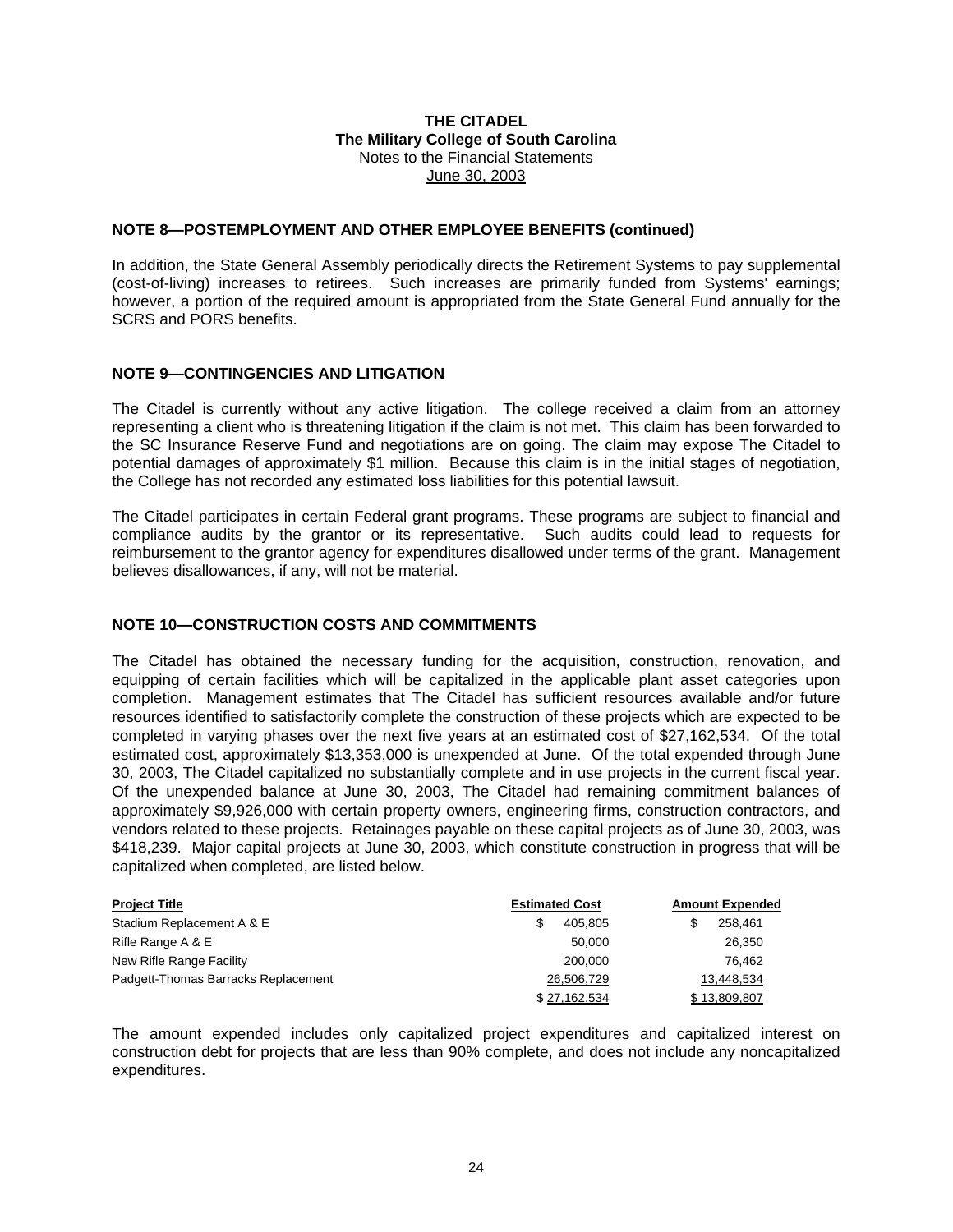**THE CITADEL**
**The Military College of South Carolina**
Notes to the Financial Statements
June 30, 2003

### NOTE 8—POSTEMPLOYMENT AND OTHER EMPLOYEE BENEFITS (continued)

In addition, the State General Assembly periodically directs the Retirement Systems to pay supplemental (cost-of-living) increases to retirees. Such increases are primarily funded from Systems' earnings; however, a portion of the required amount is appropriated from the State General Fund annually for the SCRS and PORS benefits.

### NOTE 9—CONTINGENCIES AND LITIGATION

The Citadel is currently without any active litigation. The college received a claim from an attorney representing a client who is threatening litigation if the claim is not met. This claim has been forwarded to the SC Insurance Reserve Fund and negotiations are on going. The claim may expose The Citadel to potential damages of approximately $1 million. Because this claim is in the initial stages of negotiation, the College has not recorded any estimated loss liabilities for this potential lawsuit.

The Citadel participates in certain Federal grant programs. These programs are subject to financial and compliance audits by the grantor or its representative. Such audits could lead to requests for reimbursement to the grantor agency for expenditures disallowed under terms of the grant. Management believes disallowances, if any, will not be material.

### NOTE 10—CONSTRUCTION COSTS AND COMMITMENTS

The Citadel has obtained the necessary funding for the acquisition, construction, renovation, and equipping of certain facilities which will be capitalized in the applicable plant asset categories upon completion. Management estimates that The Citadel has sufficient resources available and/or future resources identified to satisfactorily complete the construction of these projects which are expected to be completed in varying phases over the next five years at an estimated cost of $27,162,534. Of the total estimated cost, approximately $13,353,000 is unexpended at June. Of the total expended through June 30, 2003, The Citadel capitalized no substantially complete and in use projects in the current fiscal year. Of the unexpended balance at June 30, 2003, The Citadel had remaining commitment balances of approximately $9,926,000 with certain property owners, engineering firms, construction contractors, and vendors related to these projects. Retainages payable on these capital projects as of June 30, 2003, was $418,239. Major capital projects at June 30, 2003, which constitute construction in progress that will be capitalized when completed, are listed below.

| Project Title | Estimated Cost | Amount Expended |
|---|---|---|
| Stadium Replacement A & E | $ 405,805 | $ 258,461 |
| Rifle Range A & E | 50,000 | 26,350 |
| New Rifle Range Facility | 200,000 | 76,462 |
| Padgett-Thomas Barracks Replacement | 26,506,729 | 13,448,534 |
| | $ 27,162,534 | $ 13,809,807 |

The amount expended includes only capitalized project expenditures and capitalized interest on construction debt for projects that are less than 90% complete, and does not include any noncapitalized expenditures.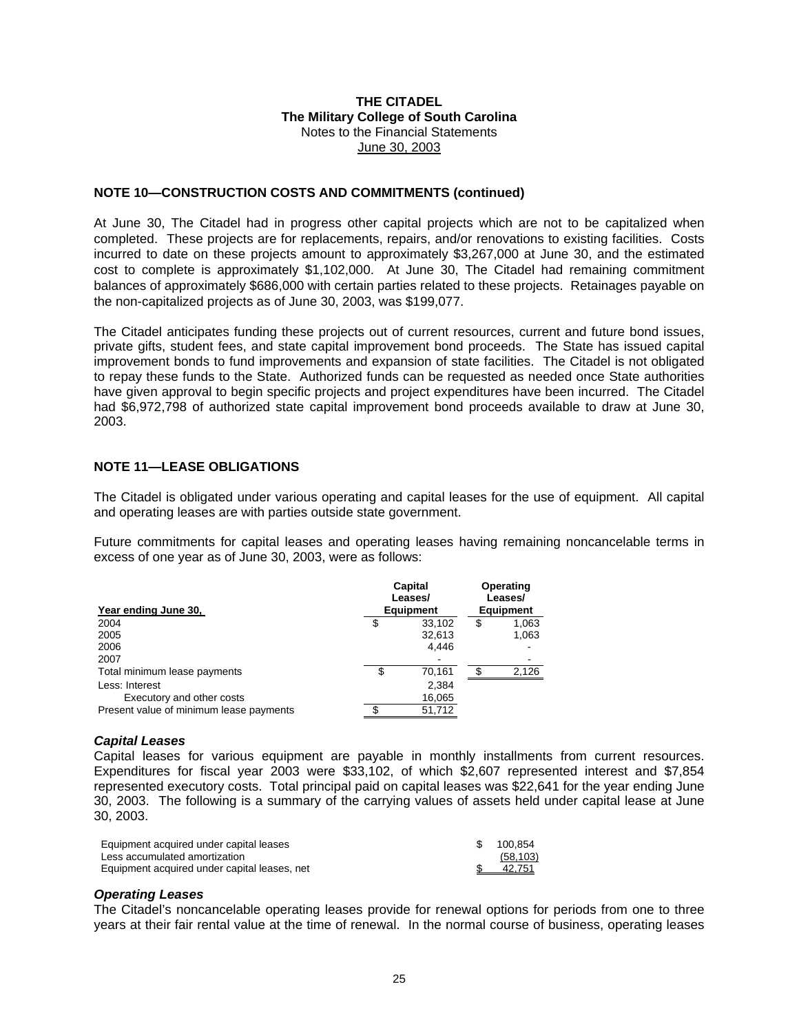**THE CITADEL**
**The Military College of South Carolina**
Notes to the Financial Statements
June 30, 2003

**NOTE 10—CONSTRUCTION COSTS AND COMMITMENTS (continued)**

At June 30, The Citadel had in progress other capital projects which are not to be capitalized when completed. These projects are for replacements, repairs, and/or renovations to existing facilities. Costs incurred to date on these projects amount to approximately $3,267,000 at June 30, and the estimated cost to complete is approximately $1,102,000. At June 30, The Citadel had remaining commitment balances of approximately $686,000 with certain parties related to these projects. Retainages payable on the non-capitalized projects as of June 30, 2003, was $199,077.

The Citadel anticipates funding these projects out of current resources, current and future bond issues, private gifts, student fees, and state capital improvement bond proceeds. The State has issued capital improvement bonds to fund improvements and expansion of state facilities. The Citadel is not obligated to repay these funds to the State. Authorized funds can be requested as needed once State authorities have given approval to begin specific projects and project expenditures have been incurred. The Citadel had $6,972,798 of authorized state capital improvement bond proceeds available to draw at June 30, 2003.

**NOTE 11—LEASE OBLIGATIONS**

The Citadel is obligated under various operating and capital leases for the use of equipment. All capital and operating leases are with parties outside state government.

Future commitments for capital leases and operating leases having remaining noncancelable terms in excess of one year as of June 30, 2003, were as follows:

| Year ending June 30, | Capital Leases/ Equipment | Operating Leases/ Equipment |
|---|---|---|
| 2004 | $ 33,102 | $ 1,063 |
| 2005 | 32,613 | 1,063 |
| 2006 | 4,446 | - |
| 2007 | - | - |
| Total minimum lease payments | $ 70,161 | $ 2,126 |
| Less: Interest | 2,384 | |
| Executory and other costs | 16,065 | |
| Present value of minimum lease payments | $ 51,712 | |

***Capital Leases***

Capital leases for various equipment are payable in monthly installments from current resources. Expenditures for fiscal year 2003 were $33,102, of which $2,607 represented interest and $7,854 represented executory costs. Total principal paid on capital leases was $22,641 for the year ending June 30, 2003. The following is a summary of the carrying values of assets held under capital lease at June 30, 2003.

| | |
|---|---|
| Equipment acquired under capital leases | $ 100,854 |
| Less accumulated amortization | (58,103) |
| Equipment acquired under capital leases, net | $ 42,751 |

***Operating Leases***

The Citadel's noncancelable operating leases provide for renewal options for periods from one to three years at their fair rental value at the time of renewal. In the normal course of business, operating leases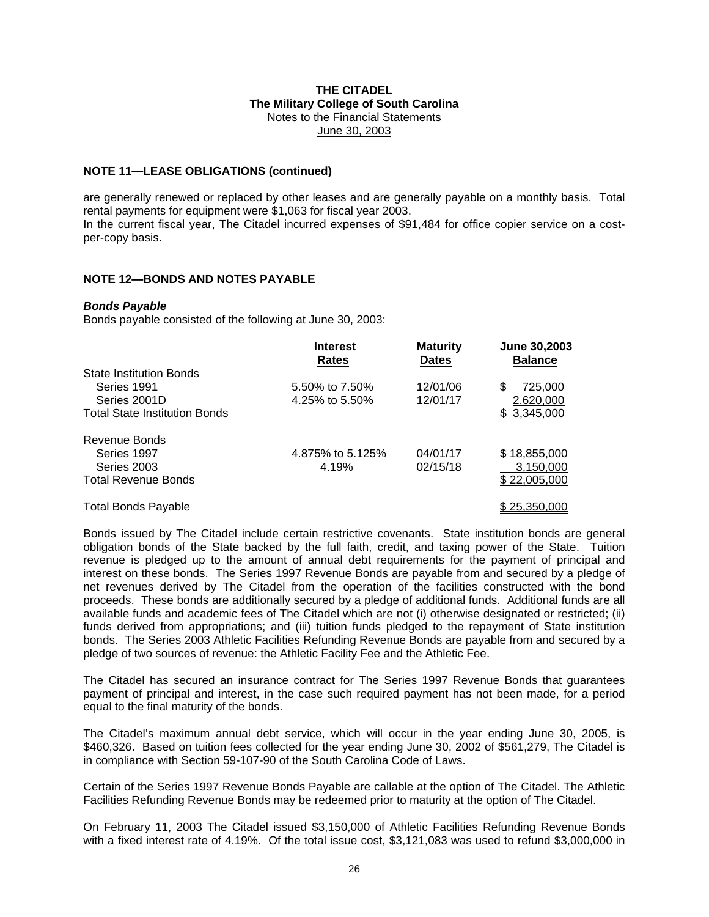**THE CITADEL**
**The Military College of South Carolina**
Notes to the Financial Statements
June 30, 2003

**NOTE 11—LEASE OBLIGATIONS (continued)**

are generally renewed or replaced by other leases and are generally payable on a monthly basis. Total rental payments for equipment were $1,063 for fiscal year 2003.
In the current fiscal year, The Citadel incurred expenses of $91,484 for office copier service on a cost-per-copy basis.

**NOTE 12—BONDS AND NOTES PAYABLE**

***Bonds Payable***
Bonds payable consisted of the following at June 30, 2003:

| | Interest Rates | Maturity Dates | June 30,2003 Balance |
|---|---|---|---|
| State Institution Bonds | | | |
| Series 1991 | 5.50% to 7.50% | 12/01/06 | $ 725,000 |
| Series 2001D | 4.25% to 5.50% | 12/01/17 | 2,620,000 |
| Total State Institution Bonds | | | $ 3,345,000 |
| Revenue Bonds | | | |
| Series 1997 | 4.875% to 5.125% | 04/01/17 | $ 18,855,000 |
| Series 2003 | 4.19% | 02/15/18 | 3,150,000 |
| Total Revenue Bonds | | | $ 22,005,000 |
| Total Bonds Payable | | | $ 25,350,000 |

Bonds issued by The Citadel include certain restrictive covenants. State institution bonds are general obligation bonds of the State backed by the full faith, credit, and taxing power of the State. Tuition revenue is pledged up to the amount of annual debt requirements for the payment of principal and interest on these bonds. The Series 1997 Revenue Bonds are payable from and secured by a pledge of net revenues derived by The Citadel from the operation of the facilities constructed with the bond proceeds. These bonds are additionally secured by a pledge of additional funds. Additional funds are all available funds and academic fees of The Citadel which are not (i) otherwise designated or restricted; (ii) funds derived from appropriations; and (iii) tuition funds pledged to the repayment of State institution bonds. The Series 2003 Athletic Facilities Refunding Revenue Bonds are payable from and secured by a pledge of two sources of revenue: the Athletic Facility Fee and the Athletic Fee.

The Citadel has secured an insurance contract for The Series 1997 Revenue Bonds that guarantees payment of principal and interest, in the case such required payment has not been made, for a period equal to the final maturity of the bonds.

The Citadel's maximum annual debt service, which will occur in the year ending June 30, 2005, is $460,326. Based on tuition fees collected for the year ending June 30, 2002 of $561,279, The Citadel is in compliance with Section 59-107-90 of the South Carolina Code of Laws.

Certain of the Series 1997 Revenue Bonds Payable are callable at the option of The Citadel. The Athletic Facilities Refunding Revenue Bonds may be redeemed prior to maturity at the option of The Citadel.

On February 11, 2003 The Citadel issued $3,150,000 of Athletic Facilities Refunding Revenue Bonds with a fixed interest rate of 4.19%. Of the total issue cost, $3,121,083 was used to refund $3,000,000 in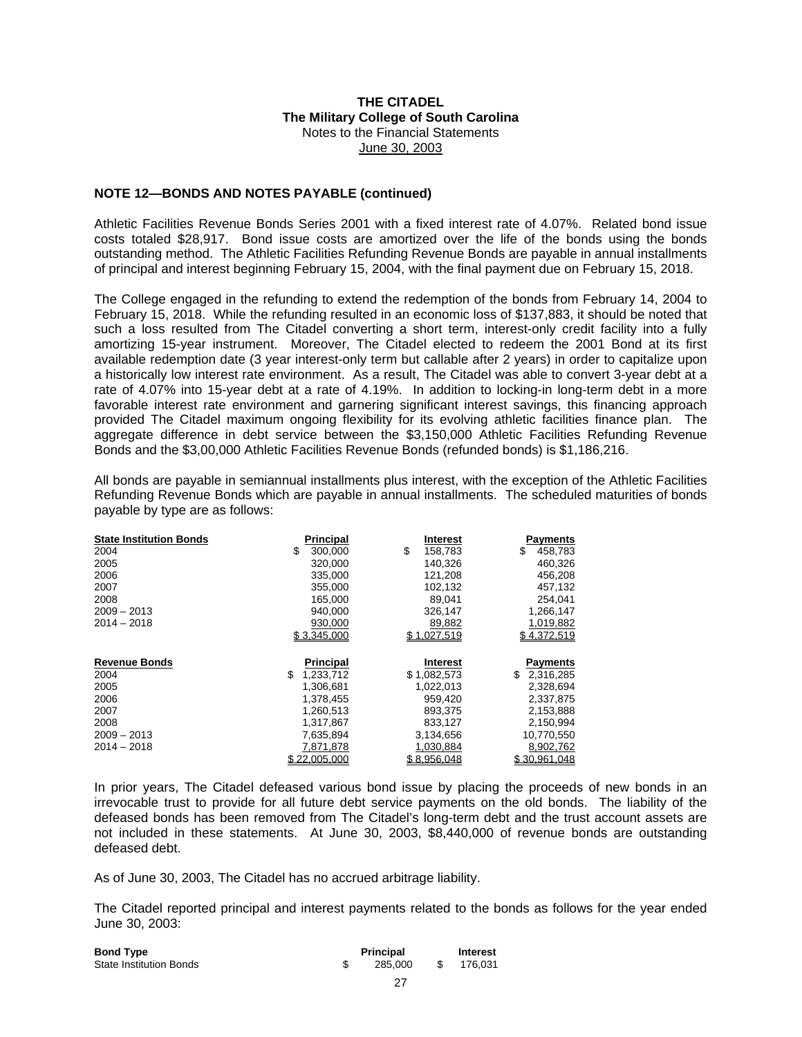**THE CITADEL**
**The Military College of South Carolina**
Notes to the Financial Statements
June 30, 2003

**NOTE 12—BONDS AND NOTES PAYABLE (continued)**

Athletic Facilities Revenue Bonds Series 2001 with a fixed interest rate of 4.07%. Related bond issue costs totaled $28,917. Bond issue costs are amortized over the life of the bonds using the bonds outstanding method. The Athletic Facilities Refunding Revenue Bonds are payable in annual installments of principal and interest beginning February 15, 2004, with the final payment due on February 15, 2018.

The College engaged in the refunding to extend the redemption of the bonds from February 14, 2004 to February 15, 2018. While the refunding resulted in an economic loss of $137,883, it should be noted that such a loss resulted from The Citadel converting a short term, interest-only credit facility into a fully amortizing 15-year instrument. Moreover, The Citadel elected to redeem the 2001 Bond at its first available redemption date (3 year interest-only term but callable after 2 years) in order to capitalize upon a historically low interest rate environment. As a result, The Citadel was able to convert 3-year debt at a rate of 4.07% into 15-year debt at a rate of 4.19%. In addition to locking-in long-term debt in a more favorable interest rate environment and garnering significant interest savings, this financing approach provided The Citadel maximum ongoing flexibility for its evolving athletic facilities finance plan. The aggregate difference in debt service between the $3,150,000 Athletic Facilities Refunding Revenue Bonds and the $3,00,000 Athletic Facilities Revenue Bonds (refunded bonds) is $1,186,216.

All bonds are payable in semiannual installments plus interest, with the exception of the Athletic Facilities Refunding Revenue Bonds which are payable in annual installments. The scheduled maturities of bonds payable by type are as follows:

| State Institution Bonds | Principal | Interest | Payments |
|---|---|---|---|
| 2004 | $ 300,000 | $ 158,783 | $ 458,783 |
| 2005 | 320,000 | 140,326 | 460,326 |
| 2006 | 335,000 | 121,208 | 456,208 |
| 2007 | 355,000 | 102,132 | 457,132 |
| 2008 | 165,000 | 89,041 | 254,041 |
| 2009 – 2013 | 940,000 | 326,147 | 1,266,147 |
| 2014 – 2018 | 930,000 | 89,882 | 1,019,882 |
| | $ 3,345,000 | $ 1,027,519 | $ 4,372,519 |

| Revenue Bonds | Principal | Interest | Payments |
|---|---|---|---|
| 2004 | $ 1,233,712 | $ 1,082,573 | $ 2,316,285 |
| 2005 | 1,306,681 | 1,022,013 | 2,328,694 |
| 2006 | 1,378,455 | 959,420 | 2,337,875 |
| 2007 | 1,260,513 | 893,375 | 2,153,888 |
| 2008 | 1,317,867 | 833,127 | 2,150,994 |
| 2009 – 2013 | 7,635,894 | 3,134,656 | 10,770,550 |
| 2014 – 2018 | 7,871,878 | 1,030,884 | 8,902,762 |
| | $ 22,005,000 | $ 8,956,048 | $ 30,961,048 |

In prior years, The Citadel defeased various bond issue by placing the proceeds of new bonds in an irrevocable trust to provide for all future debt service payments on the old bonds. The liability of the defeased bonds has been removed from The Citadel's long-term debt and the trust account assets are not included in these statements. At June 30, 2003, $8,440,000 of revenue bonds are outstanding defeased debt.

As of June 30, 2003, The Citadel has no accrued arbitrage liability.

The Citadel reported principal and interest payments related to the bonds as follows for the year ended June 30, 2003:

| Bond Type | Principal | Interest |
|---|---|---|
| State Institution Bonds | $ 285,000 | $ 176,031 |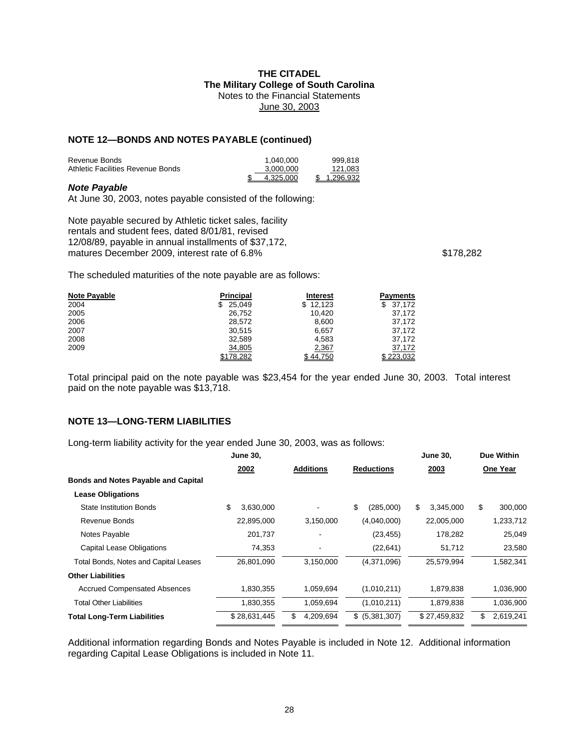## NOTE 12—BONDS AND NOTES PAYABLE (continued)

| | | |
|---|---|---|
| Revenue Bonds | 1,040,000 | 999,818 |
| Athletic Facilities Revenue Bonds | 3,000,000 | 121,083 |
| | $ 4,325,000 | $ 1,296,932 |

### *Note Payable*

At June 30, 2003, notes payable consisted of the following:

| | |
|---|---|
| Note payable secured by Athletic ticket sales, facility rentals and student fees, dated 8/01/81, revised 12/08/89, payable in annual installments of $37,172, matures December 2009, interest rate of 6.8% | $178,282 |

The scheduled maturities of the note payable are as follows:

| Note Payable | Principal | Interest | Payments |
|---|---|---|---|
| 2004 | $ 25,049 | $ 12,123 | $ 37,172 |
| 2005 | 26,752 | 10,420 | 37,172 |
| 2006 | 28,572 | 8,600 | 37,172 |
| 2007 | 30,515 | 6,657 | 37,172 |
| 2008 | 32,589 | 4,583 | 37,172 |
| 2009 | 34,805 | 2,367 | 37,172 |
| | $178,282 | $ 44,750 | $ 223,032 |

Total principal paid on the note payable was $23,454 for the year ended June 30, 2003. Total interest paid on the note payable was $13,718.

## NOTE 13—LONG-TERM LIABILITIES

Long-term liability activity for the year ended June 30, 2003, was as follows:

| | June 30, 2002 | Additions | Reductions | June 30, 2003 | Due Within One Year |
|---|---|---|---|---|---|
| **Bonds and Notes Payable and Capital Lease Obligations** | | | | | |
| State Institution Bonds | $ 3,630,000 | - | $ (285,000) | $ 3,345,000 | $ 300,000 |
| Revenue Bonds | 22,895,000 | 3,150,000 | (4,040,000) | 22,005,000 | 1,233,712 |
| Notes Payable | 201,737 | - | (23,455) | 178,282 | 25,049 |
| Capital Lease Obligations | 74,353 | - | (22,641) | 51,712 | 23,580 |
| Total Bonds, Notes and Capital Leases | 26,801,090 | 3,150,000 | (4,371,096) | 25,579,994 | 1,582,341 |
| **Other Liabilities** | | | | | |
| Accrued Compensated Absences | 1,830,355 | 1,059,694 | (1,010,211) | 1,879,838 | 1,036,900 |
| Total Other Liabilities | 1,830,355 | 1,059,694 | (1,010,211) | 1,879,838 | 1,036,900 |
| **Total Long-Term Liabilities** | $ 28,631,445 | $ 4,209,694 | $ (5,381,307) | $ 27,459,832 | $ 2,619,241 |

Additional information regarding Bonds and Notes Payable is included in Note 12. Additional information regarding Capital Lease Obligations is included in Note 11.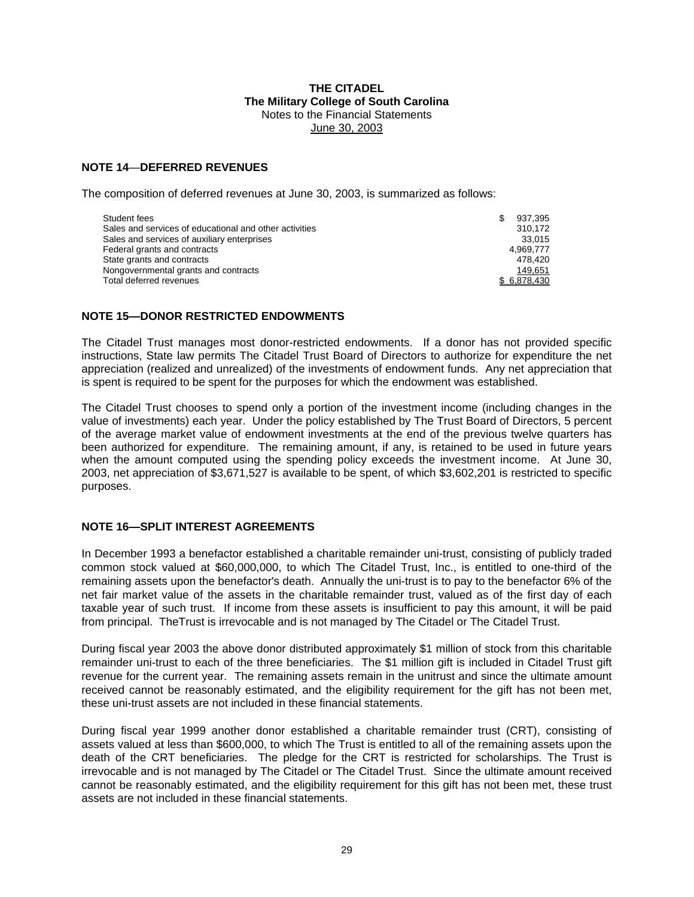**THE CITADEL**
**The Military College of South Carolina**
Notes to the Financial Statements
June 30, 2003

## NOTE 14—DEFERRED REVENUES

The composition of deferred revenues at June 30, 2003, is summarized as follows:

| | |
|---|---|
| Student fees | $ 937,395 |
| Sales and services of educational and other activities | 310,172 |
| Sales and services of auxiliary enterprises | 33,015 |
| Federal grants and contracts | 4,969,777 |
| State grants and contracts | 478,420 |
| Nongovernmental grants and contracts | 149,651 |
| Total deferred revenues | $ 6,878,430 |

## NOTE 15—DONOR RESTRICTED ENDOWMENTS

The Citadel Trust manages most donor-restricted endowments. If a donor has not provided specific instructions, State law permits The Citadel Trust Board of Directors to authorize for expenditure the net appreciation (realized and unrealized) of the investments of endowment funds. Any net appreciation that is spent is required to be spent for the purposes for which the endowment was established.

The Citadel Trust chooses to spend only a portion of the investment income (including changes in the value of investments) each year. Under the policy established by The Trust Board of Directors, 5 percent of the average market value of endowment investments at the end of the previous twelve quarters has been authorized for expenditure. The remaining amount, if any, is retained to be used in future years when the amount computed using the spending policy exceeds the investment income. At June 30, 2003, net appreciation of $3,671,527 is available to be spent, of which $3,602,201 is restricted to specific purposes.

## NOTE 16—SPLIT INTEREST AGREEMENTS

In December 1993 a benefactor established a charitable remainder uni-trust, consisting of publicly traded common stock valued at $60,000,000, to which The Citadel Trust, Inc., is entitled to one-third of the remaining assets upon the benefactor's death. Annually the uni-trust is to pay to the benefactor 6% of the net fair market value of the assets in the charitable remainder trust, valued as of the first day of each taxable year of such trust. If income from these assets is insufficient to pay this amount, it will be paid from principal. TheTrust is irrevocable and is not managed by The Citadel or The Citadel Trust.

During fiscal year 2003 the above donor distributed approximately $1 million of stock from this charitable remainder uni-trust to each of the three beneficiaries. The $1 million gift is included in Citadel Trust gift revenue for the current year. The remaining assets remain in the unitrust and since the ultimate amount received cannot be reasonably estimated, and the eligibility requirement for the gift has not been met, these uni-trust assets are not included in these financial statements.

During fiscal year 1999 another donor established a charitable remainder trust (CRT), consisting of assets valued at less than $600,000, to which The Trust is entitled to all of the remaining assets upon the death of the CRT beneficiaries. The pledge for the CRT is restricted for scholarships. The Trust is irrevocable and is not managed by The Citadel or The Citadel Trust. Since the ultimate amount received cannot be reasonably estimated, and the eligibility requirement for this gift has not been met, these trust assets are not included in these financial statements.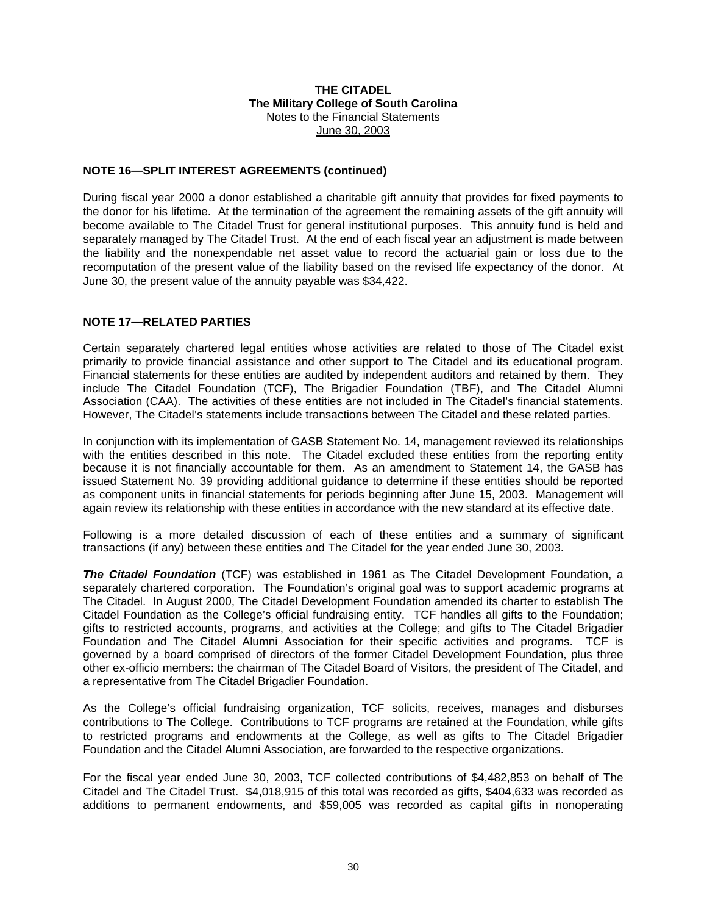**THE CITADEL**
**The Military College of South Carolina**
Notes to the Financial Statements
June 30, 2003

## NOTE 16—SPLIT INTEREST AGREEMENTS (continued)

During fiscal year 2000 a donor established a charitable gift annuity that provides for fixed payments to the donor for his lifetime. At the termination of the agreement the remaining assets of the gift annuity will become available to The Citadel Trust for general institutional purposes. This annuity fund is held and separately managed by The Citadel Trust. At the end of each fiscal year an adjustment is made between the liability and the nonexpendable net asset value to record the actuarial gain or loss due to the recomputation of the present value of the liability based on the revised life expectancy of the donor. At June 30, the present value of the annuity payable was $34,422.

## NOTE 17—RELATED PARTIES

Certain separately chartered legal entities whose activities are related to those of The Citadel exist primarily to provide financial assistance and other support to The Citadel and its educational program. Financial statements for these entities are audited by independent auditors and retained by them. They include The Citadel Foundation (TCF), The Brigadier Foundation (TBF), and The Citadel Alumni Association (CAA). The activities of these entities are not included in The Citadel's financial statements. However, The Citadel's statements include transactions between The Citadel and these related parties.

In conjunction with its implementation of GASB Statement No. 14, management reviewed its relationships with the entities described in this note. The Citadel excluded these entities from the reporting entity because it is not financially accountable for them. As an amendment to Statement 14, the GASB has issued Statement No. 39 providing additional guidance to determine if these entities should be reported as component units in financial statements for periods beginning after June 15, 2003. Management will again review its relationship with these entities in accordance with the new standard at its effective date.

Following is a more detailed discussion of each of these entities and a summary of significant transactions (if any) between these entities and The Citadel for the year ended June 30, 2003.

***The Citadel Foundation*** (TCF) was established in 1961 as The Citadel Development Foundation, a separately chartered corporation. The Foundation's original goal was to support academic programs at The Citadel. In August 2000, The Citadel Development Foundation amended its charter to establish The Citadel Foundation as the College's official fundraising entity. TCF handles all gifts to the Foundation; gifts to restricted accounts, programs, and activities at the College; and gifts to The Citadel Brigadier Foundation and The Citadel Alumni Association for their specific activities and programs. TCF is governed by a board comprised of directors of the former Citadel Development Foundation, plus three other ex-officio members: the chairman of The Citadel Board of Visitors, the president of The Citadel, and a representative from The Citadel Brigadier Foundation.

As the College's official fundraising organization, TCF solicits, receives, manages and disburses contributions to The College. Contributions to TCF programs are retained at the Foundation, while gifts to restricted programs and endowments at the College, as well as gifts to The Citadel Brigadier Foundation and the Citadel Alumni Association, are forwarded to the respective organizations.

For the fiscal year ended June 30, 2003, TCF collected contributions of $4,482,853 on behalf of The Citadel and The Citadel Trust. $4,018,915 of this total was recorded as gifts, $404,633 was recorded as additions to permanent endowments, and $59,005 was recorded as capital gifts in nonoperating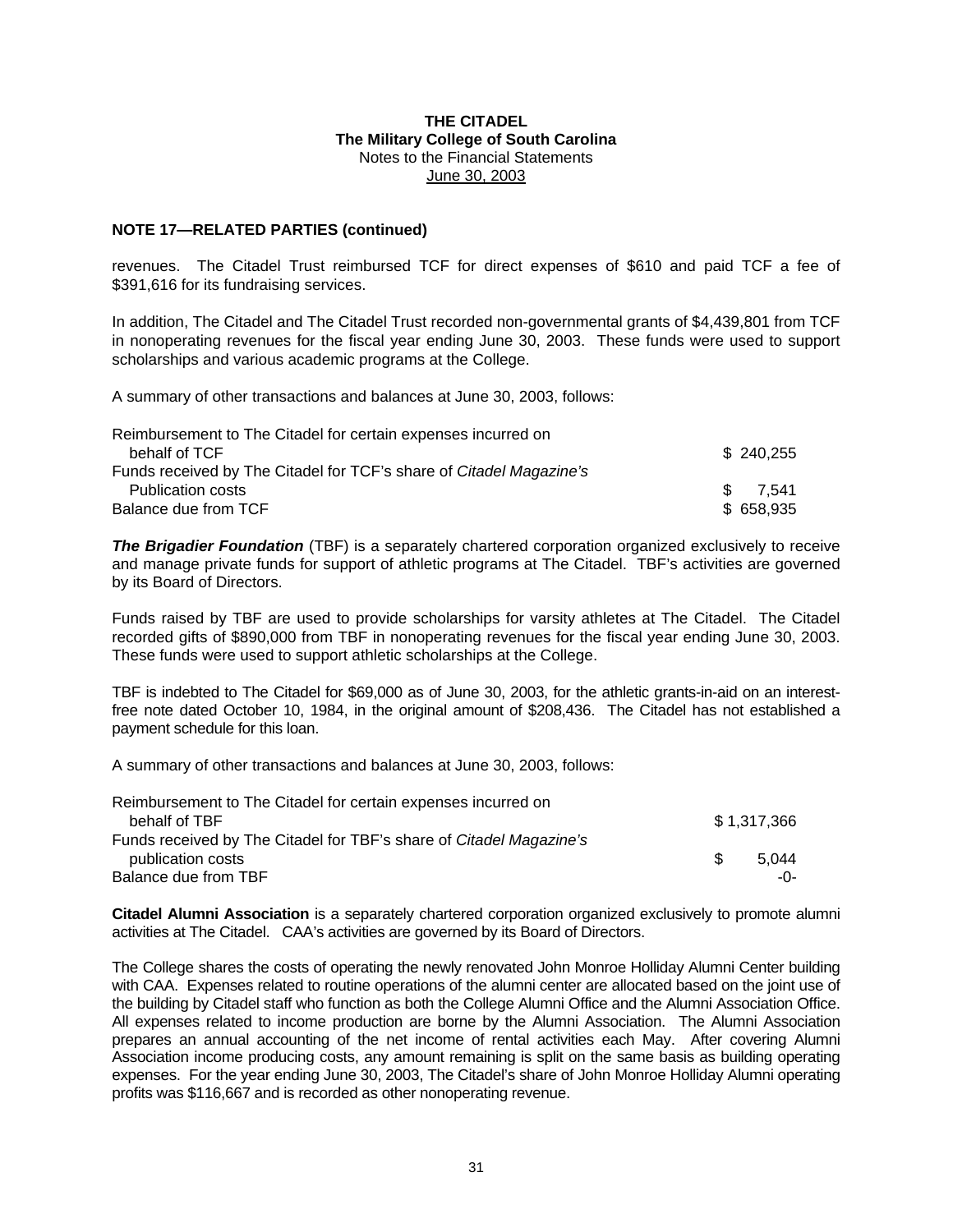**NOTE 17—RELATED PARTIES (continued)**

revenues. The Citadel Trust reimbursed TCF for direct expenses of $610 and paid TCF a fee of $391,616 for its fundraising services.

In addition, The Citadel and The Citadel Trust recorded non-governmental grants of $4,439,801 from TCF in nonoperating revenues for the fiscal year ending June 30, 2003. These funds were used to support scholarships and various academic programs at the College.

A summary of other transactions and balances at June 30, 2003, follows:

| | |
|---|---|
| Reimbursement to The Citadel for certain expenses incurred on behalf of TCF | $ 240,255 |
| Funds received by The Citadel for TCF's share of *Citadel Magazine's* Publication costs | $ 7,541 |
| Balance due from TCF | $ 658,935 |

***The Brigadier Foundation*** (TBF) is a separately chartered corporation organized exclusively to receive and manage private funds for support of athletic programs at The Citadel. TBF's activities are governed by its Board of Directors.

Funds raised by TBF are used to provide scholarships for varsity athletes at The Citadel. The Citadel recorded gifts of $890,000 from TBF in nonoperating revenues for the fiscal year ending June 30, 2003. These funds were used to support athletic scholarships at the College.

TBF is indebted to The Citadel for $69,000 as of June 30, 2003, for the athletic grants-in-aid on an interest-free note dated October 10, 1984, in the original amount of $208,436. The Citadel has not established a payment schedule for this loan.

A summary of other transactions and balances at June 30, 2003, follows:

| | |
|---|---|
| Reimbursement to The Citadel for certain expenses incurred on behalf of TBF | $ 1,317,366 |
| Funds received by The Citadel for TBF's share of *Citadel Magazine's* publication costs | $ 5,044 |
| Balance due from TBF | -0- |

**Citadel Alumni Association** is a separately chartered corporation organized exclusively to promote alumni activities at The Citadel. CAA's activities are governed by its Board of Directors.

The College shares the costs of operating the newly renovated John Monroe Holliday Alumni Center building with CAA. Expenses related to routine operations of the alumni center are allocated based on the joint use of the building by Citadel staff who function as both the College Alumni Office and the Alumni Association Office. All expenses related to income production are borne by the Alumni Association. The Alumni Association prepares an annual accounting of the net income of rental activities each May. After covering Alumni Association income producing costs, any amount remaining is split on the same basis as building operating expenses. For the year ending June 30, 2003, The Citadel's share of John Monroe Holliday Alumni operating profits was $116,667 and is recorded as other nonoperating revenue.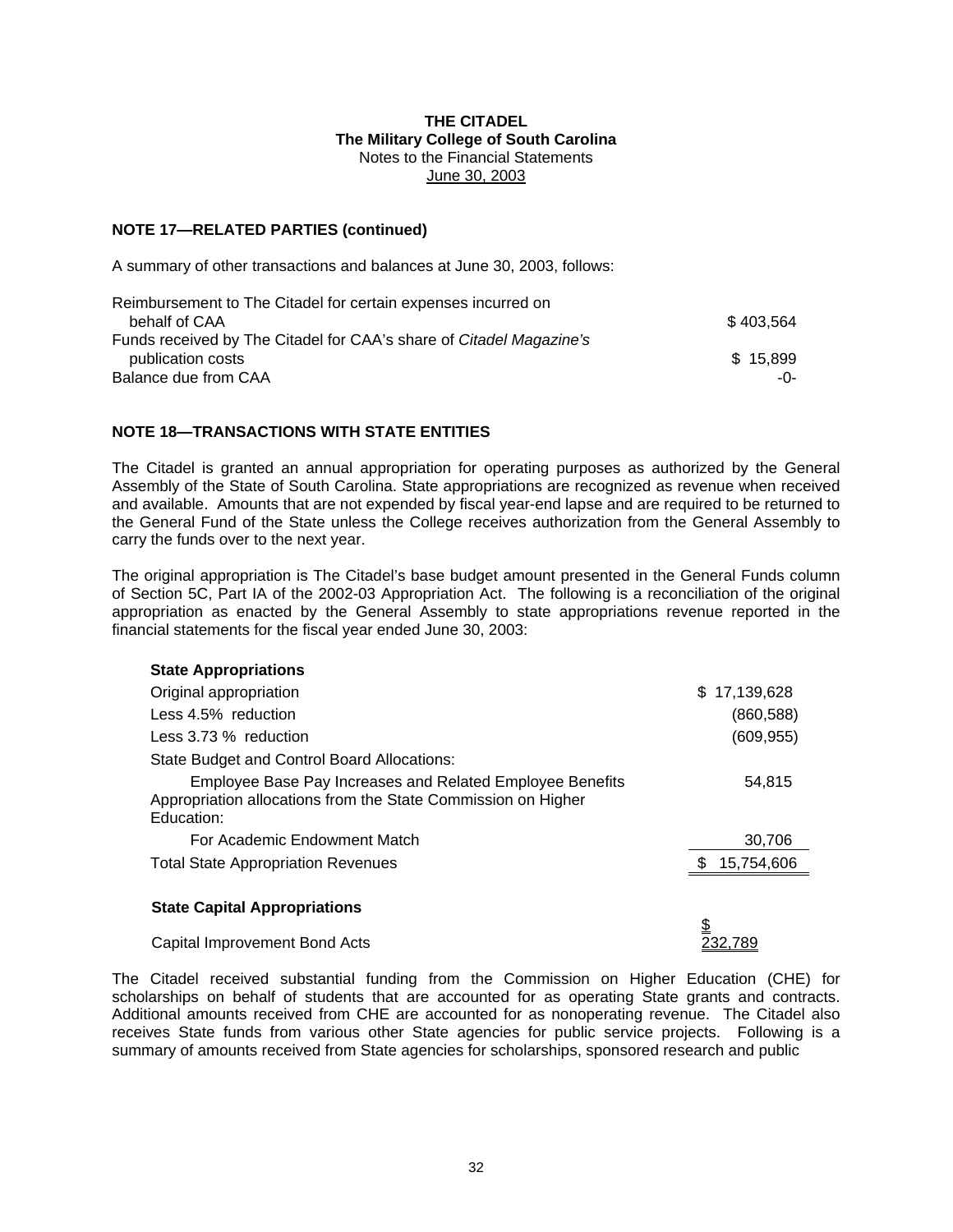**THE CITADEL**
**The Military College of South Carolina**
Notes to the Financial Statements
June 30, 2003

## NOTE 17—RELATED PARTIES (continued)

A summary of other transactions and balances at June 30, 2003, follows:

| | |
|---|---|
| Reimbursement to The Citadel for certain expenses incurred on behalf of CAA | $ 403,564 |
| Funds received by The Citadel for CAA's share of *Citadel Magazine's* publication costs | $ 15,899 |
| Balance due from CAA | -0- |

## NOTE 18—TRANSACTIONS WITH STATE ENTITIES

The Citadel is granted an annual appropriation for operating purposes as authorized by the General Assembly of the State of South Carolina. State appropriations are recognized as revenue when received and available. Amounts that are not expended by fiscal year-end lapse and are required to be returned to the General Fund of the State unless the College receives authorization from the General Assembly to carry the funds over to the next year.

The original appropriation is The Citadel's base budget amount presented in the General Funds column of Section 5C, Part IA of the 2002-03 Appropriation Act. The following is a reconciliation of the original appropriation as enacted by the General Assembly to state appropriations revenue reported in the financial statements for the fiscal year ended June 30, 2003:

| **State Appropriations** | |
|---|---|
| Original appropriation | $ 17,139,628 |
| Less 4.5% reduction | (860,588) |
| Less 3.73 % reduction | (609,955) |
| State Budget and Control Board Allocations: | |
| Employee Base Pay Increases and Related Employee Benefits | 54,815 |
| Appropriation allocations from the State Commission on Higher Education: | |
| For Academic Endowment Match | 30,706 |
| Total State Appropriation Revenues | $ 15,754,606 |

| **State Capital Appropriations** | |
|---|---|
| Capital Improvement Bond Acts | $ 232,789 |

The Citadel received substantial funding from the Commission on Higher Education (CHE) for scholarships on behalf of students that are accounted for as operating State grants and contracts. Additional amounts received from CHE are accounted for as nonoperating revenue. The Citadel also receives State funds from various other State agencies for public service projects. Following is a summary of amounts received from State agencies for scholarships, sponsored research and public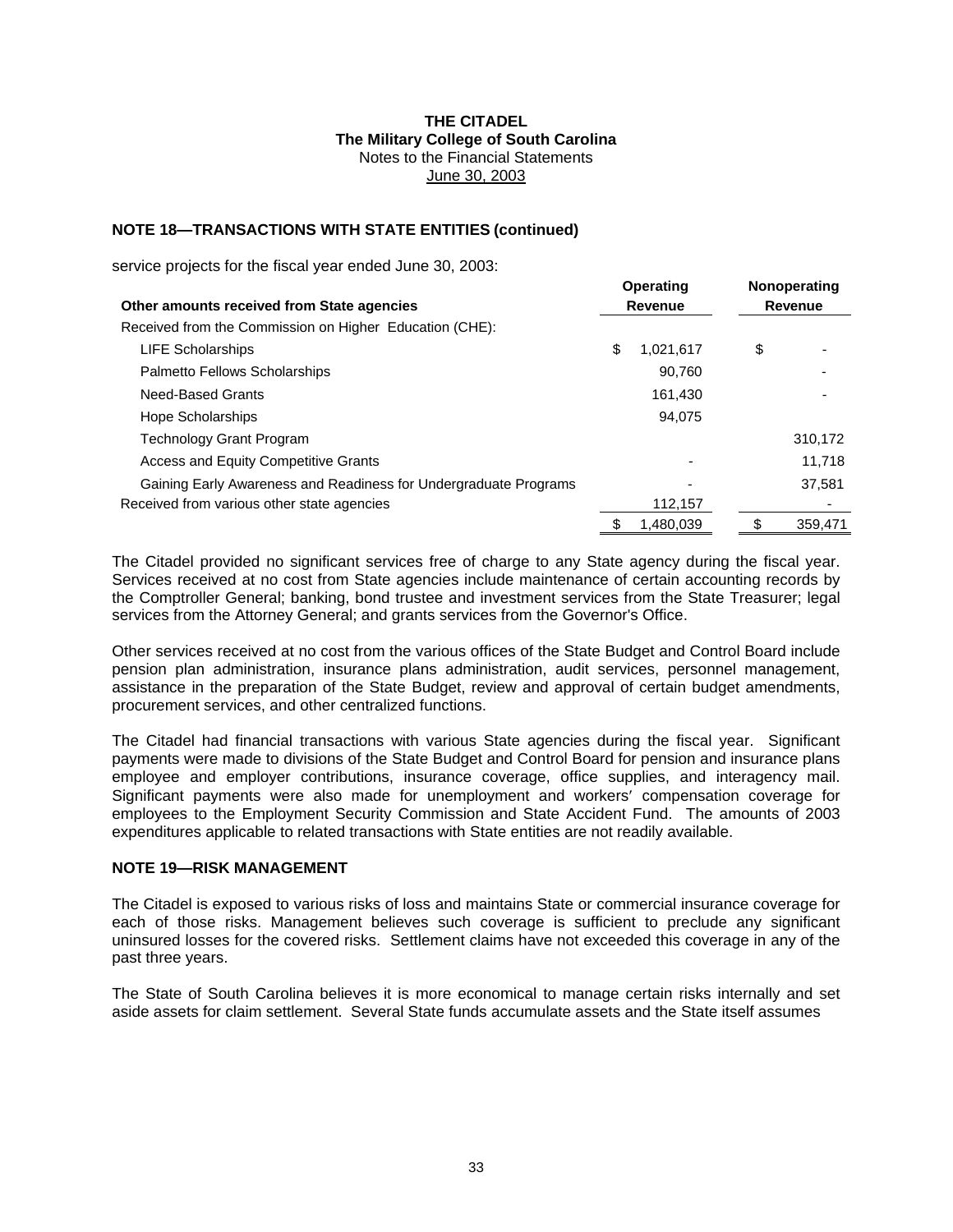**THE CITADEL**
**The Military College of South Carolina**
Notes to the Financial Statements
June 30, 2003

## NOTE 18—TRANSACTIONS WITH STATE ENTITIES (continued)

service projects for the fiscal year ended June 30, 2003:

| Other amounts received from State agencies | Operating Revenue | Nonoperating Revenue |
|---|---|---|
| Received from the Commission on Higher Education (CHE): | | |
| LIFE Scholarships | $ 1,021,617 | $ - |
| Palmetto Fellows Scholarships | 90,760 | - |
| Need-Based Grants | 161,430 | - |
| Hope Scholarships | 94,075 | |
| Technology Grant Program | | 310,172 |
| Access and Equity Competitive Grants | - | 11,718 |
| Gaining Early Awareness and Readiness for Undergraduate Programs | - | 37,581 |
| Received from various other state agencies | 112,157 | - |
| | $ 1,480,039 | $ 359,471 |

The Citadel provided no significant services free of charge to any State agency during the fiscal year. Services received at no cost from State agencies include maintenance of certain accounting records by the Comptroller General; banking, bond trustee and investment services from the State Treasurer; legal services from the Attorney General; and grants services from the Governor's Office.

Other services received at no cost from the various offices of the State Budget and Control Board include pension plan administration, insurance plans administration, audit services, personnel management, assistance in the preparation of the State Budget, review and approval of certain budget amendments, procurement services, and other centralized functions.

The Citadel had financial transactions with various State agencies during the fiscal year. Significant payments were made to divisions of the State Budget and Control Board for pension and insurance plans employee and employer contributions, insurance coverage, office supplies, and interagency mail. Significant payments were also made for unemployment and workers′ compensation coverage for employees to the Employment Security Commission and State Accident Fund. The amounts of 2003 expenditures applicable to related transactions with State entities are not readily available.

## NOTE 19—RISK MANAGEMENT

The Citadel is exposed to various risks of loss and maintains State or commercial insurance coverage for each of those risks. Management believes such coverage is sufficient to preclude any significant uninsured losses for the covered risks. Settlement claims have not exceeded this coverage in any of the past three years.

The State of South Carolina believes it is more economical to manage certain risks internally and set aside assets for claim settlement. Several State funds accumulate assets and the State itself assumes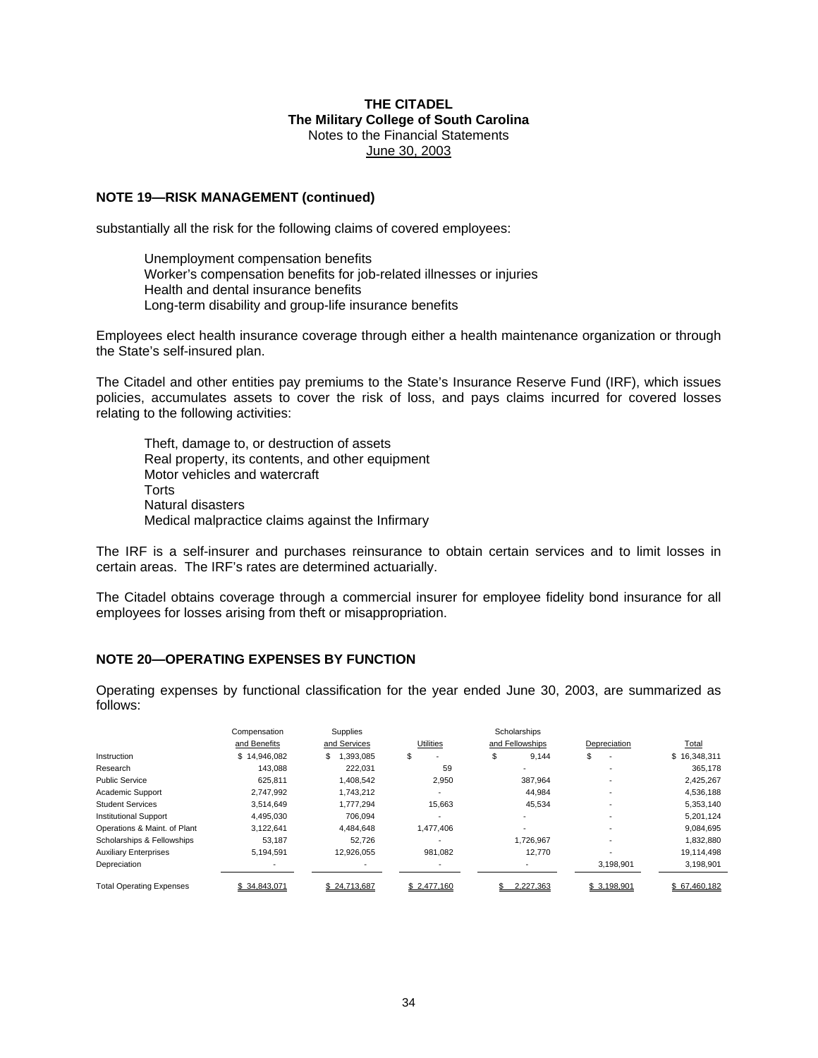**THE CITADEL**
**The Military College of South Carolina**
Notes to the Financial Statements
June 30, 2003

## NOTE 19—RISK MANAGEMENT (continued)

substantially all the risk for the following claims of covered employees:

- Unemployment compensation benefits
- Worker's compensation benefits for job-related illnesses or injuries
- Health and dental insurance benefits
- Long-term disability and group-life insurance benefits

Employees elect health insurance coverage through either a health maintenance organization or through the State's self-insured plan.

The Citadel and other entities pay premiums to the State's Insurance Reserve Fund (IRF), which issues policies, accumulates assets to cover the risk of loss, and pays claims incurred for covered losses relating to the following activities:

- Theft, damage to, or destruction of assets
- Real property, its contents, and other equipment
- Motor vehicles and watercraft
- Torts
- Natural disasters
- Medical malpractice claims against the Infirmary

The IRF is a self-insurer and purchases reinsurance to obtain certain services and to limit losses in certain areas. The IRF's rates are determined actuarially.

The Citadel obtains coverage through a commercial insurer for employee fidelity bond insurance for all employees for losses arising from theft or misappropriation.

## NOTE 20—OPERATING EXPENSES BY FUNCTION

Operating expenses by functional classification for the year ended June 30, 2003, are summarized as follows:

| | Compensation and Benefits | Supplies and Services | Utilities | Scholarships and Fellowships | Depreciation | Total |
|---|---|---|---|---|---|---|
| Instruction | $ 14,946,082 | $ 1,393,085 | $ - | $ 9,144 | $ - | $ 16,348,311 |
| Research | 143,088 | 222,031 | 59 | - | - | 365,178 |
| Public Service | 625,811 | 1,408,542 | 2,950 | 387,964 | - | 2,425,267 |
| Academic Support | 2,747,992 | 1,743,212 | - | 44,984 | - | 4,536,188 |
| Student Services | 3,514,649 | 1,777,294 | 15,663 | 45,534 | - | 5,353,140 |
| Institutional Support | 4,495,030 | 706,094 | - | - | - | 5,201,124 |
| Operations & Maint. of Plant | 3,122,641 | 4,484,648 | 1,477,406 | - | - | 9,084,695 |
| Scholarships & Fellowships | 53,187 | 52,726 | - | 1,726,967 | - | 1,832,880 |
| Auxiliary Enterprises | 5,194,591 | 12,926,055 | 981,082 | 12,770 | - | 19,114,498 |
| Depreciation | - | - | - | - | 3,198,901 | 3,198,901 |
| Total Operating Expenses | $ 34,843,071 | $ 24,713,687 | $ 2,477,160 | $ 2,227,363 | $ 3,198,901 | $ 67,460,182 |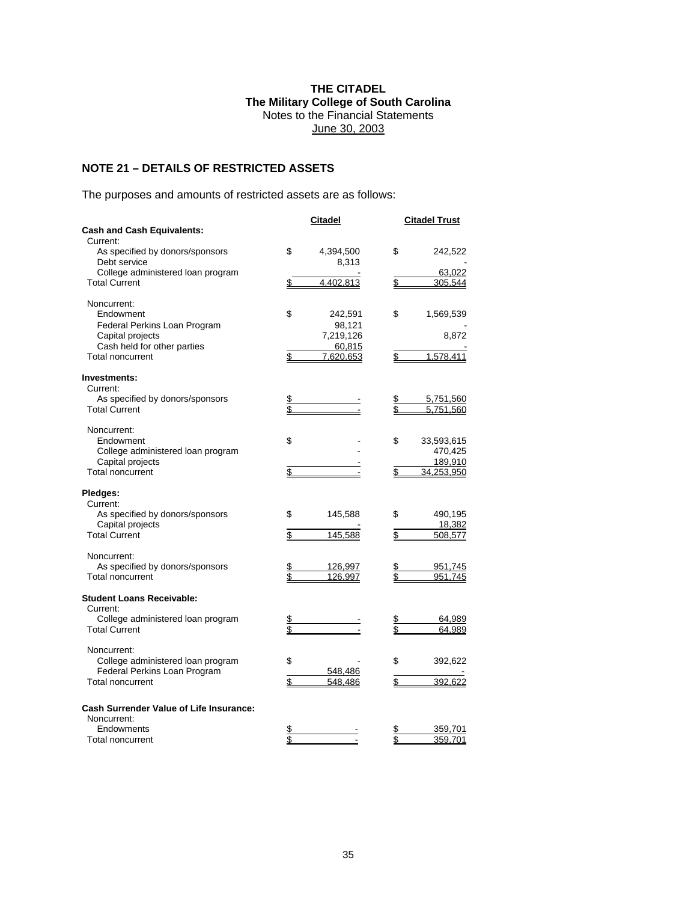**THE CITADEL**
**The Military College of South Carolina**
Notes to the Financial Statements
June 30, 2003

## NOTE 21 – DETAILS OF RESTRICTED ASSETS

The purposes and amounts of restricted assets are as follows:

| | Citadel | Citadel Trust |
|---|---|---|
| **Cash and Cash Equivalents:** | | |
| Current: | | |
| As specified by donors/sponsors | $ 4,394,500 | $ 242,522 |
| Debt service | 8,313 | - |
| College administered loan program | - | 63,022 |
| Total Current | $ 4,402,813 | $ 305,544 |
| Noncurrent: | | |
| Endowment | $ 242,591 | $ 1,569,539 |
| Federal Perkins Loan Program | 98,121 | - |
| Capital projects | 7,219,126 | 8,872 |
| Cash held for other parties | 60,815 | - |
| Total noncurrent | $ 7,620,653 | $ 1,578,411 |
| **Investments:** | | |
| Current: | | |
| As specified by donors/sponsors | $ - | $ 5,751,560 |
| Total Current | $ - | $ 5,751,560 |
| Noncurrent: | | |
| Endowment | $ - | $ 33,593,615 |
| College administered loan program | - | 470,425 |
| Capital projects | - | 189,910 |
| Total noncurrent | $ - | $ 34,253,950 |
| **Pledges:** | | |
| Current: | | |
| As specified by donors/sponsors | $ 145,588 | $ 490,195 |
| Capital projects | - | 18,382 |
| Total Current | $ 145,588 | $ 508,577 |
| Noncurrent: | | |
| As specified by donors/sponsors | $ 126,997 | $ 951,745 |
| Total noncurrent | $ 126,997 | $ 951,745 |
| **Student Loans Receivable:** | | |
| Current: | | |
| College administered loan program | $ - | $ 64,989 |
| Total Current | $ - | $ 64,989 |
| Noncurrent: | | |
| College administered loan program | $ - | $ 392,622 |
| Federal Perkins Loan Program | 548,486 | - |
| Total noncurrent | $ 548,486 | $ 392,622 |
| **Cash Surrender Value of Life Insurance:** | | |
| Noncurrent: | | |
| Endowments | $ - | $ 359,701 |
| Total noncurrent | $ - | $ 359,701 |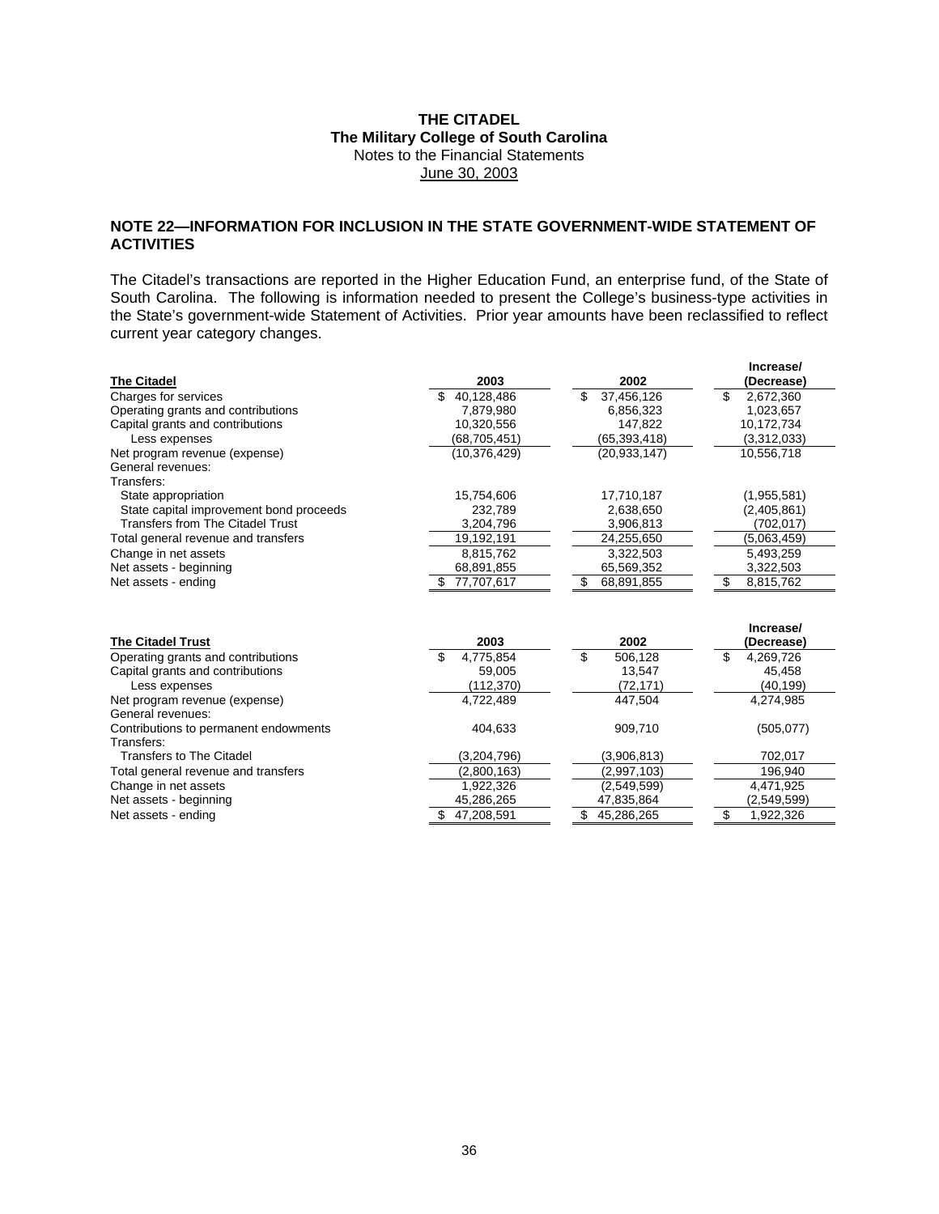# THE CITADEL
## The Military College of South Carolina
Notes to the Financial Statements
June 30, 2003

### NOTE 22—INFORMATION FOR INCLUSION IN THE STATE GOVERNMENT-WIDE STATEMENT OF ACTIVITIES

The Citadel's transactions are reported in the Higher Education Fund, an enterprise fund, of the State of South Carolina. The following is information needed to present the College's business-type activities in the State's government-wide Statement of Activities. Prior year amounts have been reclassified to reflect current year category changes.

| The Citadel | 2003 | 2002 | Increase/ (Decrease) |
|---|---|---|---|
| Charges for services | $ 40,128,486 | $ 37,456,126 | $ 2,672,360 |
| Operating grants and contributions | 7,879,980 | 6,856,323 | 1,023,657 |
| Capital grants and contributions | 10,320,556 | 147,822 | 10,172,734 |
| Less expenses | (68,705,451) | (65,393,418) | (3,312,033) |
| Net program revenue (expense) | (10,376,429) | (20,933,147) | 10,556,718 |
| General revenues: | | | |
| Transfers: | | | |
| State appropriation | 15,754,606 | 17,710,187 | (1,955,581) |
| State capital improvement bond proceeds | 232,789 | 2,638,650 | (2,405,861) |
| Transfers from The Citadel Trust | 3,204,796 | 3,906,813 | (702,017) |
| Total general revenue and transfers | 19,192,191 | 24,255,650 | (5,063,459) |
| Change in net assets | 8,815,762 | 3,322,503 | 5,493,259 |
| Net assets - beginning | 68,891,855 | 65,569,352 | 3,322,503 |
| Net assets - ending | $ 77,707,617 | $ 68,891,855 | $ 8,815,762 |

| The Citadel Trust | 2003 | 2002 | Increase/ (Decrease) |
|---|---|---|---|
| Operating grants and contributions | $ 4,775,854 | $ 506,128 | $ 4,269,726 |
| Capital grants and contributions | 59,005 | 13,547 | 45,458 |
| Less expenses | (112,370) | (72,171) | (40,199) |
| Net program revenue (expense) | 4,722,489 | 447,504 | 4,274,985 |
| General revenues: | | | |
| Contributions to permanent endowments | 404,633 | 909,710 | (505,077) |
| Transfers: | | | |
| Transfers to The Citadel | (3,204,796) | (3,906,813) | 702,017 |
| Total general revenue and transfers | (2,800,163) | (2,997,103) | 196,940 |
| Change in net assets | 1,922,326 | (2,549,599) | 4,471,925 |
| Net assets - beginning | 45,286,265 | 47,835,864 | (2,549,599) |
| Net assets - ending | $ 47,208,591 | $ 45,286,265 | $ 1,922,326 |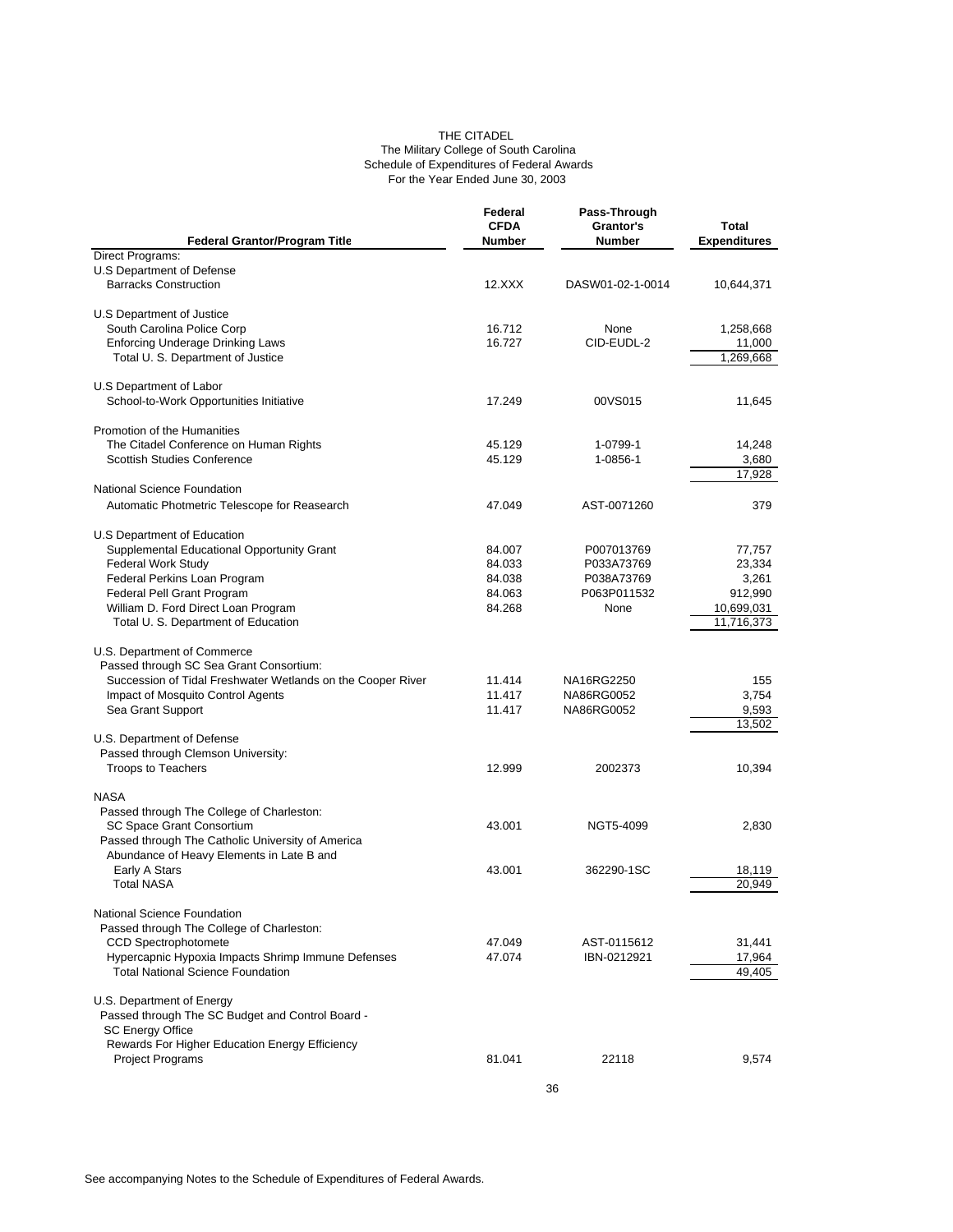THE CITADEL
The Military College of South Carolina
Schedule of Expenditures of Federal Awards
For the Year Ended June 30, 2003

| Federal Grantor/Program Title | Federal CFDA Number | Pass-Through Grantor's Number | Total Expenditures |
|---|---|---|---|
| Direct Programs: | | | |
| U.S Department of Defense | | | |
| Barracks Construction | 12.XXX | DASW01-02-1-0014 | 10,644,371 |
| | | | |
| U.S Department of Justice | | | |
| South Carolina Police Corp | 16.712 | None | 1,258,668 |
| Enforcing Underage Drinking Laws | 16.727 | CID-EUDL-2 | 11,000 |
| Total U. S. Department of Justice | | | 1,269,668 |
| | | | |
| U.S Department of Labor | | | |
| School-to-Work Opportunities Initiative | 17.249 | 00VS015 | 11,645 |
| | | | |
| Promotion of the Humanities | | | |
| The Citadel Conference on Human Rights | 45.129 | 1-0799-1 | 14,248 |
| Scottish Studies Conference | 45.129 | 1-0856-1 | 3,680 |
| | | | 17,928 |
| National Science Foundation | | | |
| Automatic Photmetric Telescope for Reasearch | 47.049 | AST-0071260 | 379 |
| | | | |
| U.S Department of Education | | | |
| Supplemental Educational Opportunity Grant | 84.007 | P007013769 | 77,757 |
| Federal Work Study | 84.033 | P033A73769 | 23,334 |
| Federal Perkins Loan Program | 84.038 | P038A73769 | 3,261 |
| Federal Pell Grant Program | 84.063 | P063P011532 | 912,990 |
| William D. Ford Direct Loan Program | 84.268 | None | 10,699,031 |
| Total U. S. Department of Education | | | 11,716,373 |
| | | | |
| U.S. Department of Commerce | | | |
| Passed through SC Sea Grant Consortium: | | | |
| Succession of Tidal Freshwater Wetlands on the Cooper River | 11.414 | NA16RG2250 | 155 |
| Impact of Mosquito Control Agents | 11.417 | NA86RG0052 | 3,754 |
| Sea Grant Support | 11.417 | NA86RG0052 | 9,593 |
| | | | 13,502 |
| U.S. Department of Defense | | | |
| Passed through Clemson University: | | | |
| Troops to Teachers | 12.999 | 2002373 | 10,394 |
| | | | |
| NASA | | | |
| Passed through The College of Charleston: | | | |
| SC Space Grant Consortium | 43.001 | NGT5-4099 | 2,830 |
| Passed through The Catholic University of America | | | |
| Abundance of Heavy Elements in Late B and Early A Stars | 43.001 | 362290-1SC | 18,119 |
| Total NASA | | | 20,949 |
| | | | |
| National Science Foundation | | | |
| Passed through The College of Charleston: | | | |
| CCD Spectrophotomete | 47.049 | AST-0115612 | 31,441 |
| Hypercapnic Hypoxia Impacts Shrimp Immune Defenses | 47.074 | IBN-0212921 | 17,964 |
| Total National Science Foundation | | | 49,405 |
| | | | |
| U.S. Department of Energy | | | |
| Passed through The SC Budget and Control Board - SC Energy Office | | | |
| Rewards For Higher Education Energy Efficiency Project Programs | 81.041 | 22118 | 9,574 |

See accompanying Notes to the Schedule of Expenditures of Federal Awards.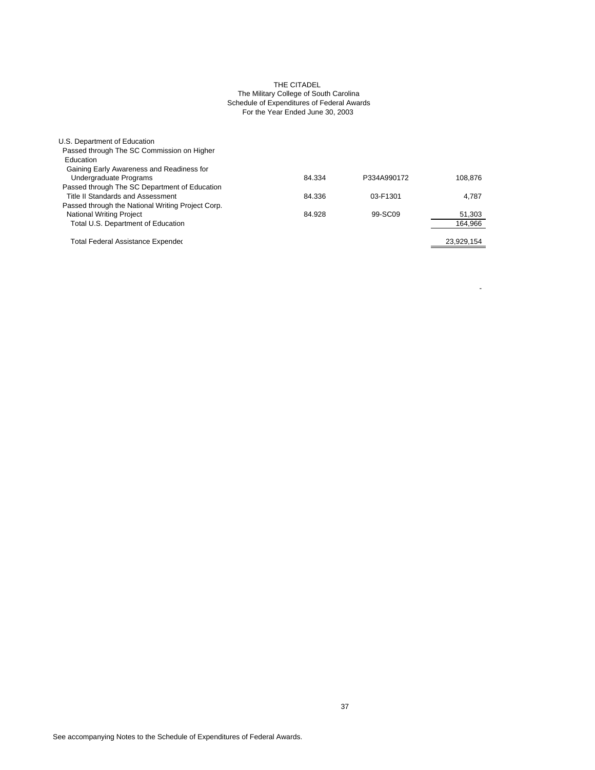THE CITADEL
The Military College of South Carolina
Schedule of Expenditures of Federal Awards
For the Year Ended June 30, 2003

| | | | |
|---|---|---|---|
| U.S. Department of Education | | | |
| Passed through The SC Commission on Higher Education | | | |
| Gaining Early Awareness and Readiness for Undergraduate Programs | 84.334 | P334A990172 | 108,876 |
| Passed through The SC Department of Education | | | |
| Title II Standards and Assessment | 84.336 | 03-F1301 | 4,787 |
| Passed through the National Writing Project Corp. | | | |
| National Writing Project | 84.928 | 99-SC09 | 51,303 |
| Total U.S. Department of Education | | | 164,966 |
| | | | |
| Total Federal Assistance Expendec | | | 23,929,154 |

-

See accompanying Notes to the Schedule of Expenditures of Federal Awards.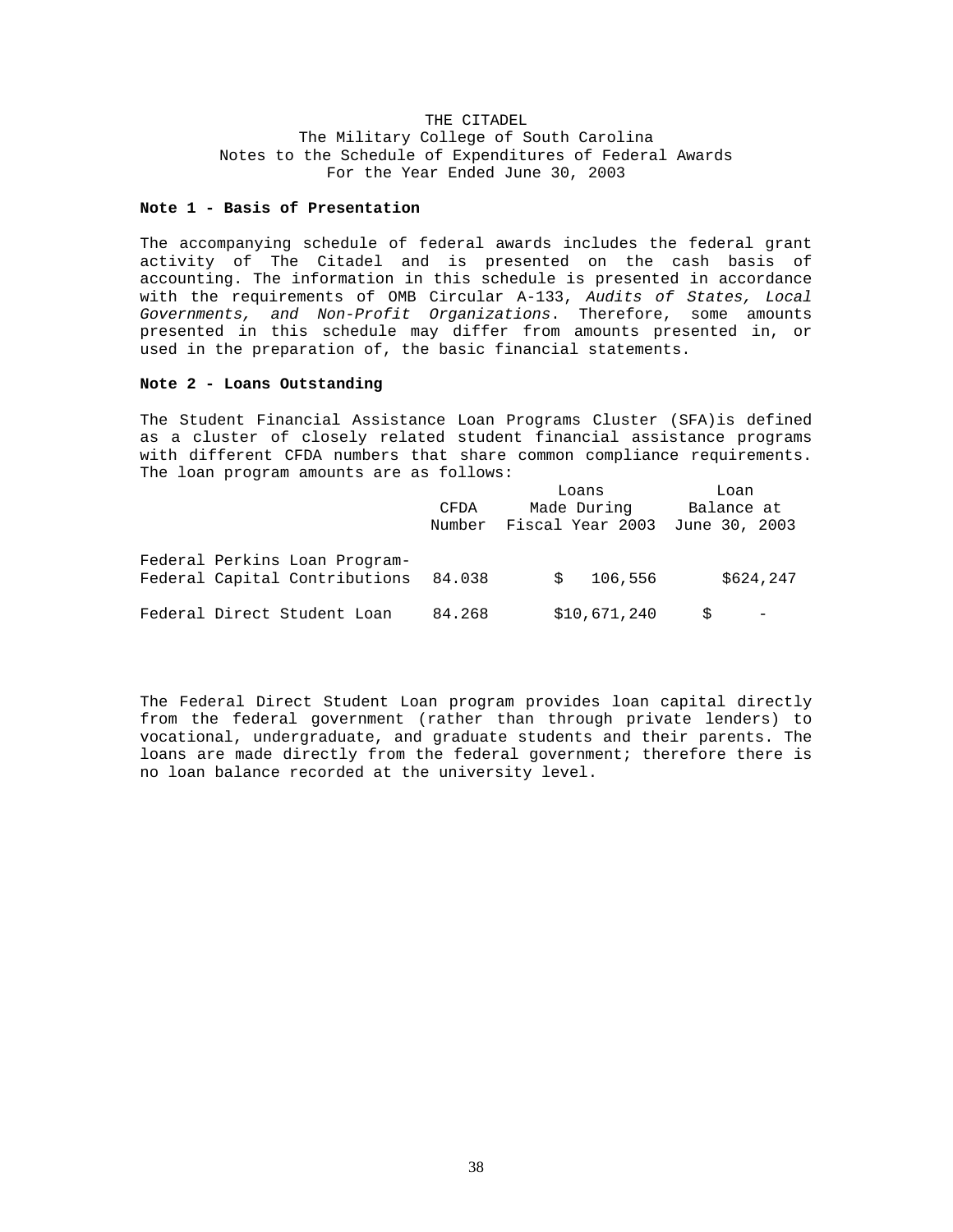THE CITADEL
The Military College of South Carolina
Notes to the Schedule of Expenditures of Federal Awards
For the Year Ended June 30, 2003

**Note 1 - Basis of Presentation**

The accompanying schedule of federal awards includes the federal grant activity of The Citadel and is presented on the cash basis of accounting. The information in this schedule is presented in accordance with the requirements of OMB Circular A-133, *Audits of States, Local Governments, and Non-Profit Organizations*. Therefore, some amounts presented in this schedule may differ from amounts presented in, or used in the preparation of, the basic financial statements.

**Note 2 - Loans Outstanding**

The Student Financial Assistance Loan Programs Cluster (SFA)is defined as a cluster of closely related student financial assistance programs with different CFDA numbers that share common compliance requirements. The loan program amounts are as follows:

| | CFDA Number | Loans Made During Fiscal Year 2003 | Loan Balance at June 30, 2003 |
|---|---|---|---|
| Federal Perkins Loan Program-Federal Capital Contributions | 84.038 | $ 106,556 | $624,247 |
| Federal Direct Student Loan | 84.268 | $10,671,240 | $ - |

The Federal Direct Student Loan program provides loan capital directly from the federal government (rather than through private lenders) to vocational, undergraduate, and graduate students and their parents. The loans are made directly from the federal government; therefore there is no loan balance recorded at the university level.